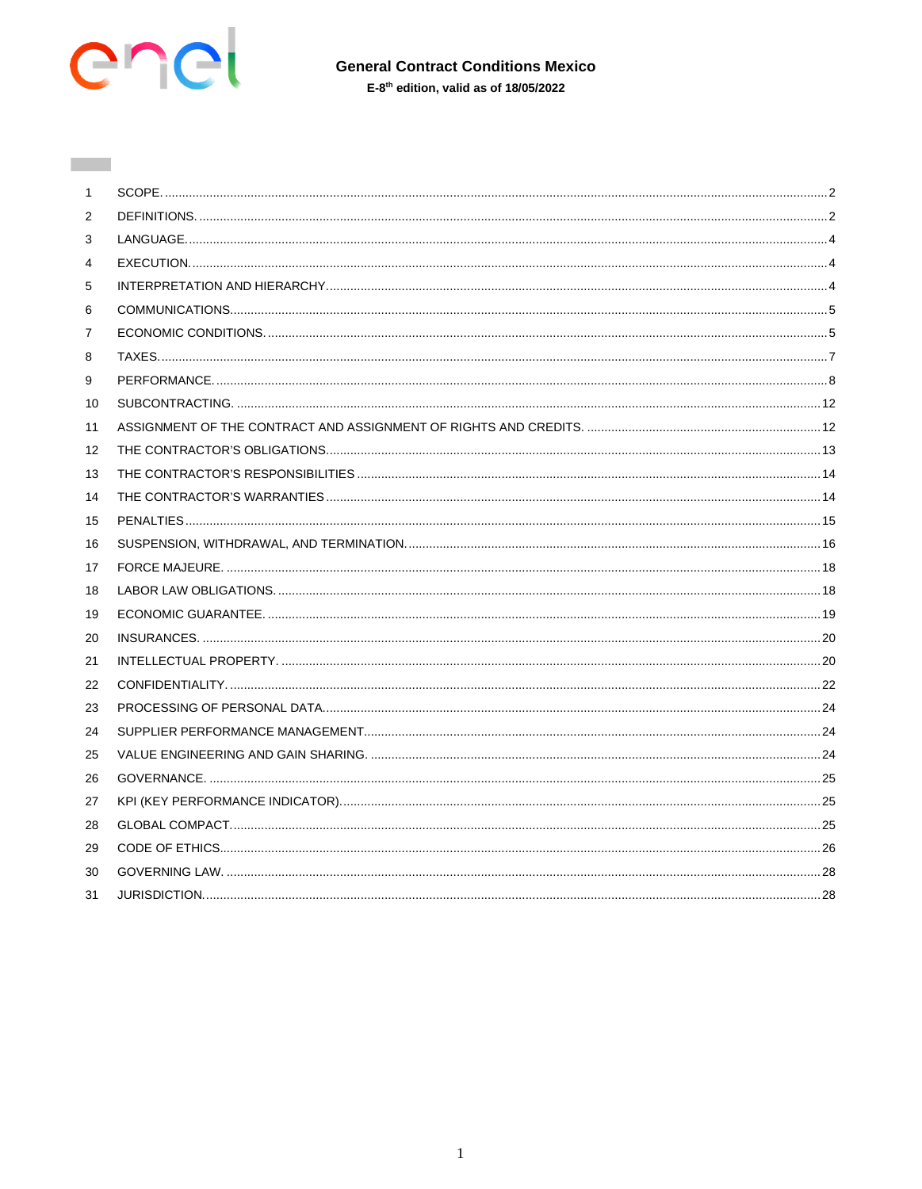# General Contract Conditions Mexico

**E-8th edition, valid as of 18/05/2022**

| | | |
|---|---|---|
| 1 | SCOPE. | 2 |
| 2 | DEFINITIONS. | 2 |
| 3 | LANGUAGE. | 4 |
| 4 | EXECUTION. | 4 |
| 5 | INTERPRETATION AND HIERARCHY. | 4 |
| 6 | COMMUNICATIONS. | 5 |
| 7 | ECONOMIC CONDITIONS. | 5 |
| 8 | TAXES. | 7 |
| 9 | PERFORMANCE. | 8 |
| 10 | SUBCONTRACTING. | 12 |
| 11 | ASSIGNMENT OF THE CONTRACT AND ASSIGNMENT OF RIGHTS AND CREDITS. | 12 |
| 12 | THE CONTRACTOR'S OBLIGATIONS. | 13 |
| 13 | THE CONTRACTOR'S RESPONSIBILITIES | 14 |
| 14 | THE CONTRACTOR'S WARRANTIES | 14 |
| 15 | PENALTIES | 15 |
| 16 | SUSPENSION, WITHDRAWAL, AND TERMINATION. | 16 |
| 17 | FORCE MAJEURE. | 18 |
| 18 | LABOR LAW OBLIGATIONS. | 18 |
| 19 | ECONOMIC GUARANTEE. | 19 |
| 20 | INSURANCES. | 20 |
| 21 | INTELLECTUAL PROPERTY. | 20 |
| 22 | CONFIDENTIALITY. | 22 |
| 23 | PROCESSING OF PERSONAL DATA. | 24 |
| 24 | SUPPLIER PERFORMANCE MANAGEMENT | 24 |
| 25 | VALUE ENGINEERING AND GAIN SHARING. | 24 |
| 26 | GOVERNANCE. | 25 |
| 27 | KPI (KEY PERFORMANCE INDICATOR). | 25 |
| 28 | GLOBAL COMPACT. | 25 |
| 29 | CODE OF ETHICS. | 26 |
| 30 | GOVERNING LAW. | 28 |
| 31 | JURISDICTION. | 28 |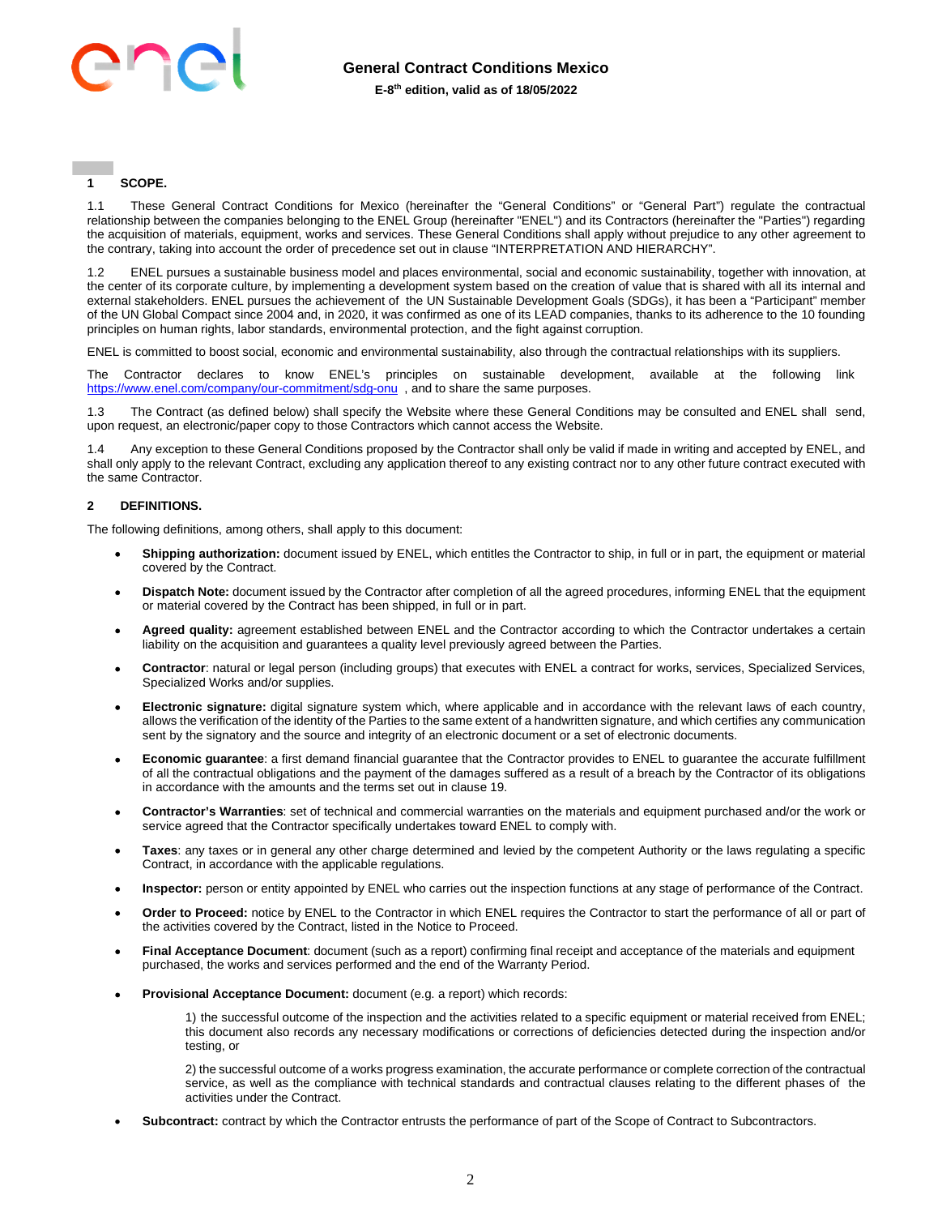## 1 SCOPE.

1.1 These General Contract Conditions for Mexico (hereinafter the “General Conditions” or “General Part”) regulate the contractual relationship between the companies belonging to the ENEL Group (hereinafter "ENEL") and its Contractors (hereinafter the "Parties") regarding the acquisition of materials, equipment, works and services. These General Conditions shall apply without prejudice to any other agreement to the contrary, taking into account the order of precedence set out in clause “INTERPRETATION AND HIERARCHY”.

1.2 ENEL pursues a sustainable business model and places environmental, social and economic sustainability, together with innovation, at the center of its corporate culture, by implementing a development system based on the creation of value that is shared with all its internal and external stakeholders. ENEL pursues the achievement of the UN Sustainable Development Goals (SDGs), it has been a “Participant” member of the UN Global Compact since 2004 and, in 2020, it was confirmed as one of its LEAD companies, thanks to its adherence to the 10 founding principles on human rights, labor standards, environmental protection, and the fight against corruption.

ENEL is committed to boost social, economic and environmental sustainability, also through the contractual relationships with its suppliers.

The Contractor declares to know ENEL’s principles on sustainable development, available at the following link https://www.enel.com/company/our-commitment/sdg-onu , and to share the same purposes.

1.3 The Contract (as defined below) shall specify the Website where these General Conditions may be consulted and ENEL shall send, upon request, an electronic/paper copy to those Contractors which cannot access the Website.

1.4 Any exception to these General Conditions proposed by the Contractor shall only be valid if made in writing and accepted by ENEL, and shall only apply to the relevant Contract, excluding any application thereof to any existing contract nor to any other future contract executed with the same Contractor.

## 2 DEFINITIONS.

The following definitions, among others, shall apply to this document:

- **Shipping authorization:** document issued by ENEL, which entitles the Contractor to ship, in full or in part, the equipment or material covered by the Contract.
- **Dispatch Note:** document issued by the Contractor after completion of all the agreed procedures, informing ENEL that the equipment or material covered by the Contract has been shipped, in full or in part.
- **Agreed quality:** agreement established between ENEL and the Contractor according to which the Contractor undertakes a certain liability on the acquisition and guarantees a quality level previously agreed between the Parties.
- **Contractor**: natural or legal person (including groups) that executes with ENEL a contract for works, services, Specialized Services, Specialized Works and/or supplies.
- **Electronic signature:** digital signature system which, where applicable and in accordance with the relevant laws of each country, allows the verification of the identity of the Parties to the same extent of a handwritten signature, and which certifies any communication sent by the signatory and the source and integrity of an electronic document or a set of electronic documents.
- **Economic guarantee**: a first demand financial guarantee that the Contractor provides to ENEL to guarantee the accurate fulfillment of all the contractual obligations and the payment of the damages suffered as a result of a breach by the Contractor of its obligations in accordance with the amounts and the terms set out in clause 19.
- **Contractor’s Warranties**: set of technical and commercial warranties on the materials and equipment purchased and/or the work or service agreed that the Contractor specifically undertakes toward ENEL to comply with.
- **Taxes**: any taxes or in general any other charge determined and levied by the competent Authority or the laws regulating a specific Contract, in accordance with the applicable regulations.
- **Inspector:** person or entity appointed by ENEL who carries out the inspection functions at any stage of performance of the Contract.
- **Order to Proceed:** notice by ENEL to the Contractor in which ENEL requires the Contractor to start the performance of all or part of the activities covered by the Contract, listed in the Notice to Proceed.
- **Final Acceptance Document**: document (such as a report) confirming final receipt and acceptance of the materials and equipment purchased, the works and services performed and the end of the Warranty Period.
- **Provisional Acceptance Document:** document (e.g. a report) which records:

  1) the successful outcome of the inspection and the activities related to a specific equipment or material received from ENEL; this document also records any necessary modifications or corrections of deficiencies detected during the inspection and/or testing, or

  2) the successful outcome of a works progress examination, the accurate performance or complete correction of the contractual service, as well as the compliance with technical standards and contractual clauses relating to the different phases of the activities under the Contract.
- **Subcontract:** contract by which the Contractor entrusts the performance of part of the Scope of Contract to Subcontractors.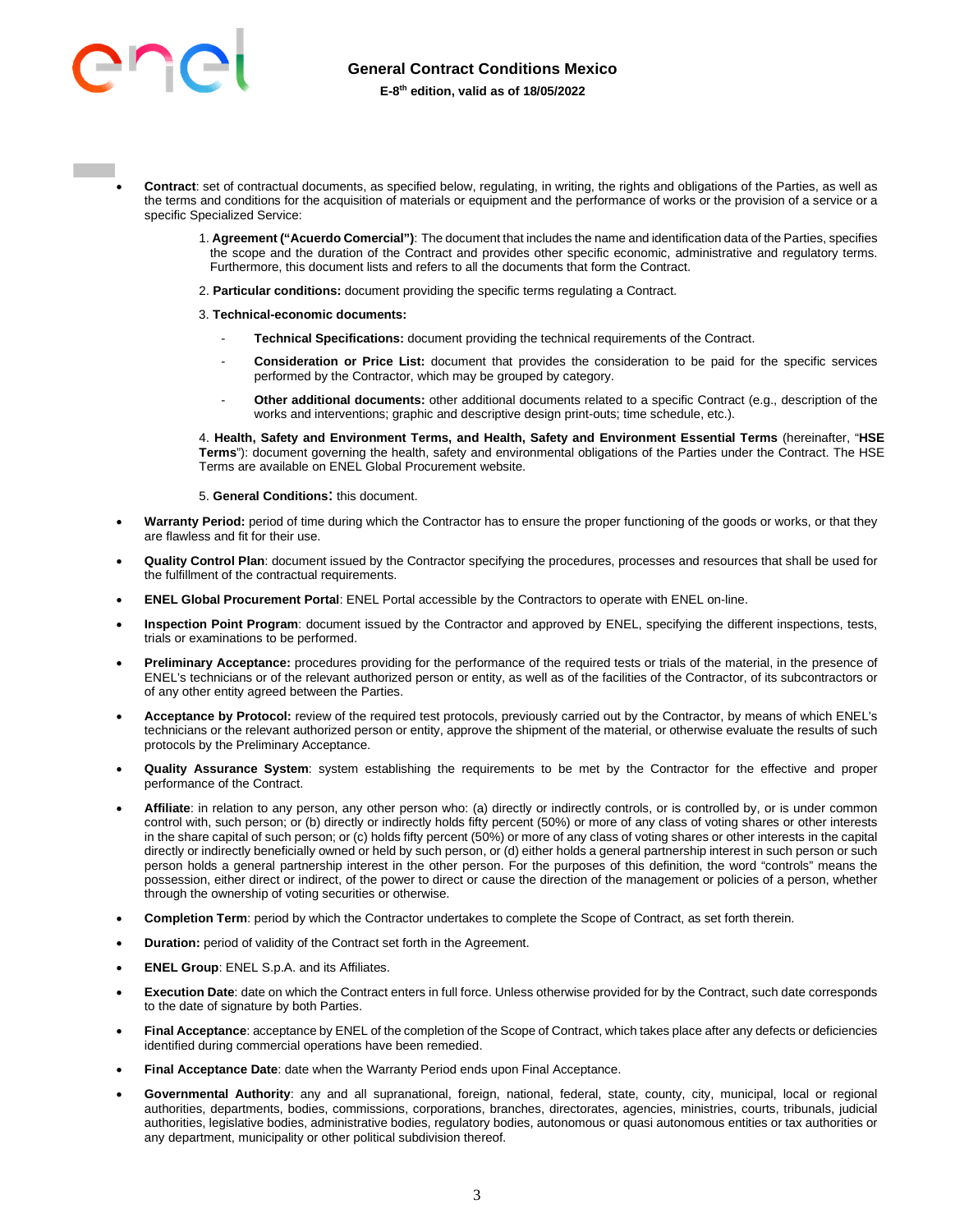- **Contract**: set of contractual documents, as specified below, regulating, in writing, the rights and obligations of the Parties, as well as the terms and conditions for the acquisition of materials or equipment and the performance of works or the provision of a service or a specific Specialized Service:

  1. **Agreement ("Acuerdo Comercial")**: The document that includes the name and identification data of the Parties, specifies the scope and the duration of the Contract and provides other specific economic, administrative and regulatory terms. Furthermore, this document lists and refers to all the documents that form the Contract.

  2. **Particular conditions:** document providing the specific terms regulating a Contract.

  3. **Technical-economic documents:**

     - **Technical Specifications:** document providing the technical requirements of the Contract.
     - **Consideration or Price List:** document that provides the consideration to be paid for the specific services performed by the Contractor, which may be grouped by category.
     - **Other additional documents:** other additional documents related to a specific Contract (e.g., description of the works and interventions; graphic and descriptive design print-outs; time schedule, etc.).

  4. **Health, Safety and Environment Terms, and Health, Safety and Environment Essential Terms** (hereinafter, "**HSE Terms**"): document governing the health, safety and environmental obligations of the Parties under the Contract. The HSE Terms are available on ENEL Global Procurement website.

  5. **General Conditions**: this document.

- **Warranty Period:** period of time during which the Contractor has to ensure the proper functioning of the goods or works, or that they are flawless and fit for their use.

- **Quality Control Plan**: document issued by the Contractor specifying the procedures, processes and resources that shall be used for the fulfillment of the contractual requirements.

- **ENEL Global Procurement Portal**: ENEL Portal accessible by the Contractors to operate with ENEL on-line.

- **Inspection Point Program**: document issued by the Contractor and approved by ENEL, specifying the different inspections, tests, trials or examinations to be performed.

- **Preliminary Acceptance:** procedures providing for the performance of the required tests or trials of the material, in the presence of ENEL's technicians or of the relevant authorized person or entity, as well as of the facilities of the Contractor, of its subcontractors or of any other entity agreed between the Parties.

- **Acceptance by Protocol:** review of the required test protocols, previously carried out by the Contractor, by means of which ENEL's technicians or the relevant authorized person or entity, approve the shipment of the material, or otherwise evaluate the results of such protocols by the Preliminary Acceptance.

- **Quality Assurance System**: system establishing the requirements to be met by the Contractor for the effective and proper performance of the Contract.

- **Affiliate**: in relation to any person, any other person who: (a) directly or indirectly controls, or is controlled by, or is under common control with, such person; or (b) directly or indirectly holds fifty percent (50%) or more of any class of voting shares or other interests in the share capital of such person; or (c) holds fifty percent (50%) or more of any class of voting shares or other interests in the capital directly or indirectly beneficially owned or held by such person, or (d) either holds a general partnership interest in such person or such person holds a general partnership interest in the other person. For the purposes of this definition, the word "controls" means the possession, either direct or indirect, of the power to direct or cause the direction of the management or policies of a person, whether through the ownership of voting securities or otherwise.

- **Completion Term**: period by which the Contractor undertakes to complete the Scope of Contract, as set forth therein.

- **Duration:** period of validity of the Contract set forth in the Agreement.

- **ENEL Group**: ENEL S.p.A. and its Affiliates.

- **Execution Date**: date on which the Contract enters in full force. Unless otherwise provided for by the Contract, such date corresponds to the date of signature by both Parties.

- **Final Acceptance**: acceptance by ENEL of the completion of the Scope of Contract, which takes place after any defects or deficiencies identified during commercial operations have been remedied.

- **Final Acceptance Date**: date when the Warranty Period ends upon Final Acceptance.

- **Governmental Authority**: any and all supranational, foreign, national, federal, state, county, city, municipal, local or regional authorities, departments, bodies, commissions, corporations, branches, directorates, agencies, ministries, courts, tribunals, judicial authorities, legislative bodies, administrative bodies, regulatory bodies, autonomous or quasi autonomous entities or tax authorities or any department, municipality or other political subdivision thereof.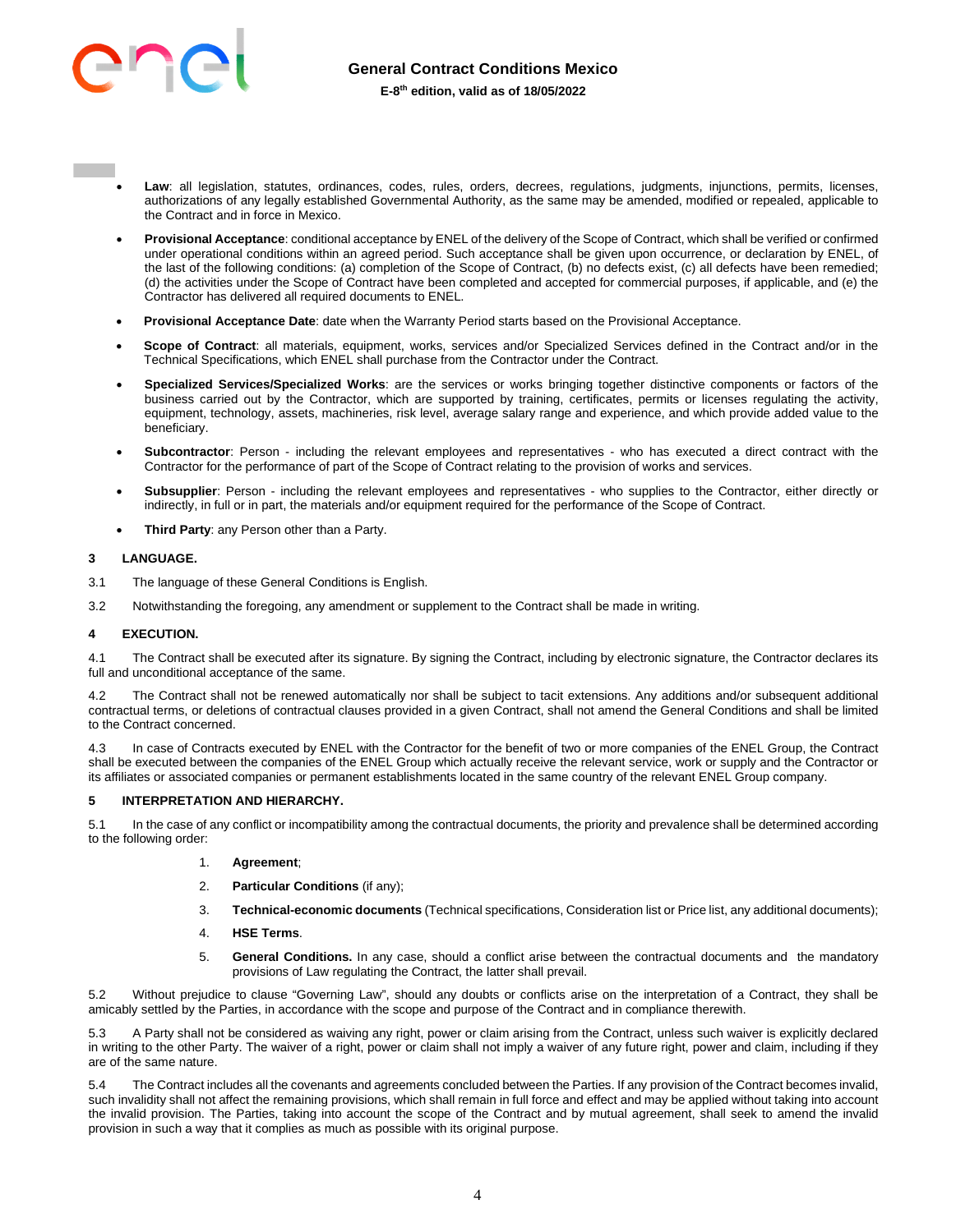- **Law**: all legislation, statutes, ordinances, codes, rules, orders, decrees, regulations, judgments, injunctions, permits, licenses, authorizations of any legally established Governmental Authority, as the same may be amended, modified or repealed, applicable to the Contract and in force in Mexico.
- **Provisional Acceptance**: conditional acceptance by ENEL of the delivery of the Scope of Contract, which shall be verified or confirmed under operational conditions within an agreed period. Such acceptance shall be given upon occurrence, or declaration by ENEL, of the last of the following conditions: (a) completion of the Scope of Contract, (b) no defects exist, (c) all defects have been remedied; (d) the activities under the Scope of Contract have been completed and accepted for commercial purposes, if applicable, and (e) the Contractor has delivered all required documents to ENEL.
- **Provisional Acceptance Date**: date when the Warranty Period starts based on the Provisional Acceptance.
- **Scope of Contract**: all materials, equipment, works, services and/or Specialized Services defined in the Contract and/or in the Technical Specifications, which ENEL shall purchase from the Contractor under the Contract.
- **Specialized Services/Specialized Works**: are the services or works bringing together distinctive components or factors of the business carried out by the Contractor, which are supported by training, certificates, permits or licenses regulating the activity, equipment, technology, assets, machineries, risk level, average salary range and experience, and which provide added value to the beneficiary.
- **Subcontractor**: Person - including the relevant employees and representatives - who has executed a direct contract with the Contractor for the performance of part of the Scope of Contract relating to the provision of works and services.
- **Subsupplier**: Person - including the relevant employees and representatives - who supplies to the Contractor, either directly or indirectly, in full or in part, the materials and/or equipment required for the performance of the Scope of Contract.
- **Third Party**: any Person other than a Party.

## 3 LANGUAGE.

3.1 The language of these General Conditions is English.

3.2 Notwithstanding the foregoing, any amendment or supplement to the Contract shall be made in writing.

## 4 EXECUTION.

4.1 The Contract shall be executed after its signature. By signing the Contract, including by electronic signature, the Contractor declares its full and unconditional acceptance of the same.

4.2 The Contract shall not be renewed automatically nor shall be subject to tacit extensions. Any additions and/or subsequent additional contractual terms, or deletions of contractual clauses provided in a given Contract, shall not amend the General Conditions and shall be limited to the Contract concerned.

4.3 In case of Contracts executed by ENEL with the Contractor for the benefit of two or more companies of the ENEL Group, the Contract shall be executed between the companies of the ENEL Group which actually receive the relevant service, work or supply and the Contractor or its affiliates or associated companies or permanent establishments located in the same country of the relevant ENEL Group company.

## 5 INTERPRETATION AND HIERARCHY.

5.1 In the case of any conflict or incompatibility among the contractual documents, the priority and prevalence shall be determined according to the following order:

1. **Agreement**;
2. **Particular Conditions** (if any);
3. **Technical-economic documents** (Technical specifications, Consideration list or Price list, any additional documents);
4. **HSE Terms**.
5. **General Conditions.** In any case, should a conflict arise between the contractual documents and the mandatory provisions of Law regulating the Contract, the latter shall prevail.

5.2 Without prejudice to clause "Governing Law", should any doubts or conflicts arise on the interpretation of a Contract, they shall be amicably settled by the Parties, in accordance with the scope and purpose of the Contract and in compliance therewith.

5.3 A Party shall not be considered as waiving any right, power or claim arising from the Contract, unless such waiver is explicitly declared in writing to the other Party. The waiver of a right, power or claim shall not imply a waiver of any future right, power and claim, including if they are of the same nature.

5.4 The Contract includes all the covenants and agreements concluded between the Parties. If any provision of the Contract becomes invalid, such invalidity shall not affect the remaining provisions, which shall remain in full force and effect and may be applied without taking into account the invalid provision. The Parties, taking into account the scope of the Contract and by mutual agreement, shall seek to amend the invalid provision in such a way that it complies as much as possible with its original purpose.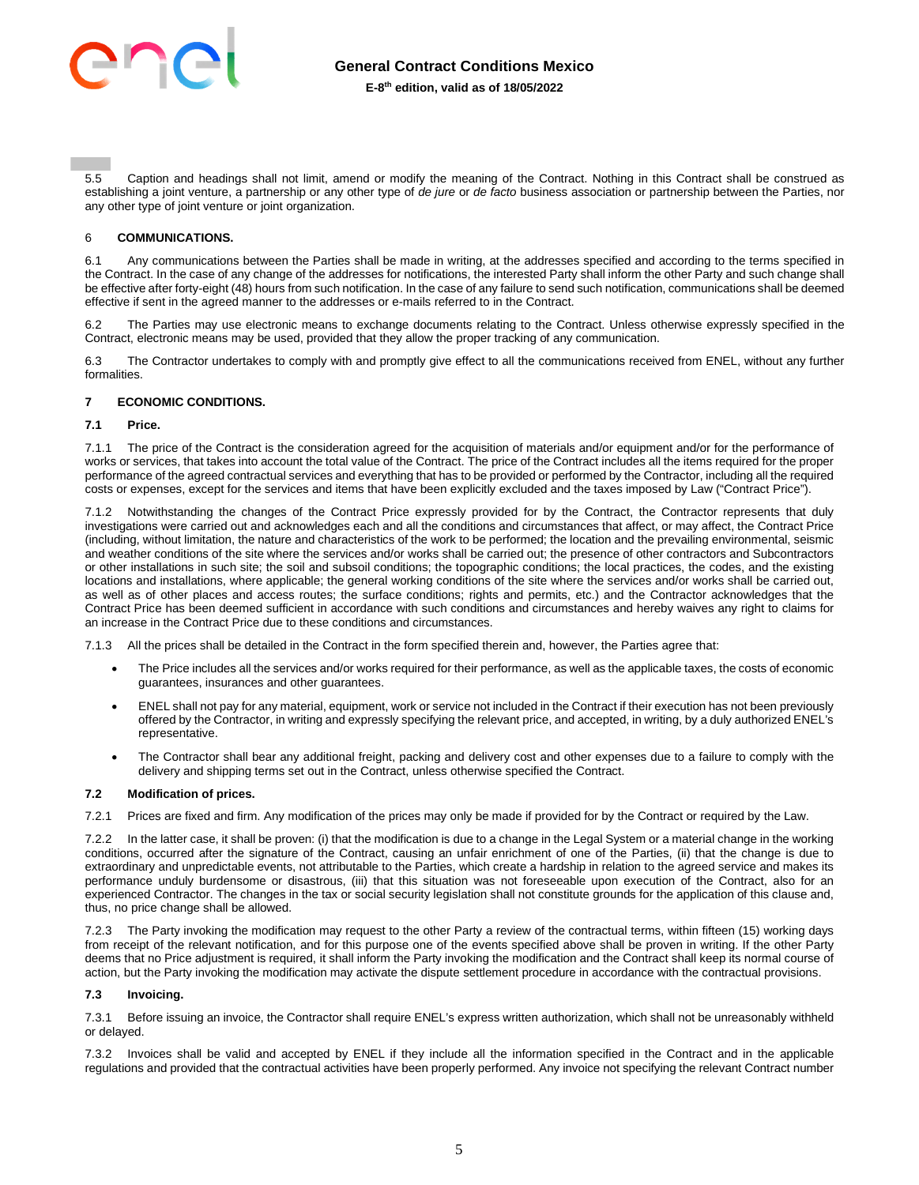5.5 Caption and headings shall not limit, amend or modify the meaning of the Contract. Nothing in this Contract shall be construed as establishing a joint venture, a partnership or any other type of *de jure* or *de facto* business association or partnership between the Parties, nor any other type of joint venture or joint organization.

## 6 COMMUNICATIONS.

6.1 Any communications between the Parties shall be made in writing, at the addresses specified and according to the terms specified in the Contract. In the case of any change of the addresses for notifications, the interested Party shall inform the other Party and such change shall be effective after forty-eight (48) hours from such notification. In the case of any failure to send such notification, communications shall be deemed effective if sent in the agreed manner to the addresses or e-mails referred to in the Contract.

6.2 The Parties may use electronic means to exchange documents relating to the Contract. Unless otherwise expressly specified in the Contract, electronic means may be used, provided that they allow the proper tracking of any communication.

6.3 The Contractor undertakes to comply with and promptly give effect to all the communications received from ENEL, without any further formalities.

## 7 ECONOMIC CONDITIONS.

### 7.1 Price.

7.1.1 The price of the Contract is the consideration agreed for the acquisition of materials and/or equipment and/or for the performance of works or services, that takes into account the total value of the Contract. The price of the Contract includes all the items required for the proper performance of the agreed contractual services and everything that has to be provided or performed by the Contractor, including all the required costs or expenses, except for the services and items that have been explicitly excluded and the taxes imposed by Law ("Contract Price").

7.1.2 Notwithstanding the changes of the Contract Price expressly provided for by the Contract, the Contractor represents that duly investigations were carried out and acknowledges each and all the conditions and circumstances that affect, or may affect, the Contract Price (including, without limitation, the nature and characteristics of the work to be performed; the location and the prevailing environmental, seismic and weather conditions of the site where the services and/or works shall be carried out; the presence of other contractors and Subcontractors or other installations in such site; the soil and subsoil conditions; the topographic conditions; the local practices, the codes, and the existing locations and installations, where applicable; the general working conditions of the site where the services and/or works shall be carried out, as well as of other places and access routes; the surface conditions; rights and permits, etc.) and the Contractor acknowledges that the Contract Price has been deemed sufficient in accordance with such conditions and circumstances and hereby waives any right to claims for an increase in the Contract Price due to these conditions and circumstances.

7.1.3 All the prices shall be detailed in the Contract in the form specified therein and, however, the Parties agree that:

- The Price includes all the services and/or works required for their performance, as well as the applicable taxes, the costs of economic guarantees, insurances and other guarantees.
- ENEL shall not pay for any material, equipment, work or service not included in the Contract if their execution has not been previously offered by the Contractor, in writing and expressly specifying the relevant price, and accepted, in writing, by a duly authorized ENEL's representative.
- The Contractor shall bear any additional freight, packing and delivery cost and other expenses due to a failure to comply with the delivery and shipping terms set out in the Contract, unless otherwise specified the Contract.

### 7.2 Modification of prices.

7.2.1 Prices are fixed and firm. Any modification of the prices may only be made if provided for by the Contract or required by the Law.

7.2.2 In the latter case, it shall be proven: (i) that the modification is due to a change in the Legal System or a material change in the working conditions, occurred after the signature of the Contract, causing an unfair enrichment of one of the Parties, (ii) that the change is due to extraordinary and unpredictable events, not attributable to the Parties, which create a hardship in relation to the agreed service and makes its performance unduly burdensome or disastrous, (iii) that this situation was not foreseeable upon execution of the Contract, also for an experienced Contractor. The changes in the tax or social security legislation shall not constitute grounds for the application of this clause and, thus, no price change shall be allowed.

7.2.3 The Party invoking the modification may request to the other Party a review of the contractual terms, within fifteen (15) working days from receipt of the relevant notification, and for this purpose one of the events specified above shall be proven in writing. If the other Party deems that no Price adjustment is required, it shall inform the Party invoking the modification and the Contract shall keep its normal course of action, but the Party invoking the modification may activate the dispute settlement procedure in accordance with the contractual provisions.

### 7.3 Invoicing.

7.3.1 Before issuing an invoice, the Contractor shall require ENEL's express written authorization, which shall not be unreasonably withheld or delayed.

7.3.2 Invoices shall be valid and accepted by ENEL if they include all the information specified in the Contract and in the applicable regulations and provided that the contractual activities have been properly performed. Any invoice not specifying the relevant Contract number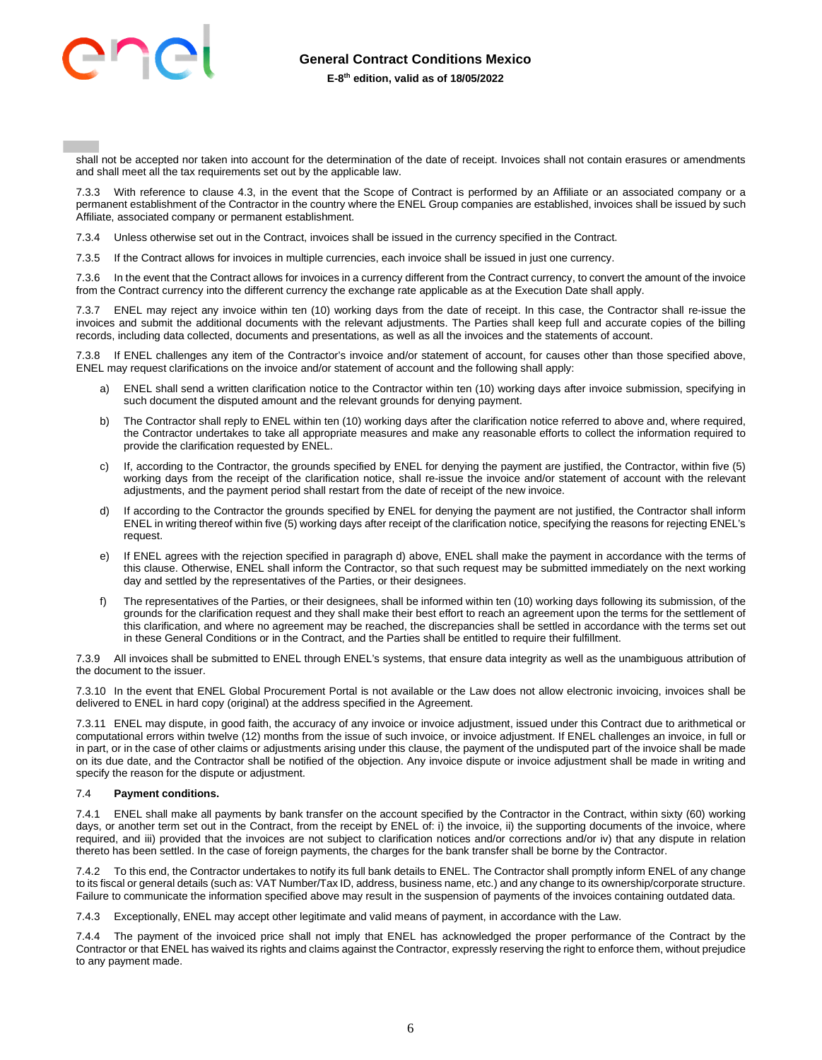shall not be accepted nor taken into account for the determination of the date of receipt. Invoices shall not contain erasures or amendments and shall meet all the tax requirements set out by the applicable law.

7.3.3 With reference to clause 4.3, in the event that the Scope of Contract is performed by an Affiliate or an associated company or a permanent establishment of the Contractor in the country where the ENEL Group companies are established, invoices shall be issued by such Affiliate, associated company or permanent establishment.

7.3.4 Unless otherwise set out in the Contract, invoices shall be issued in the currency specified in the Contract.

7.3.5 If the Contract allows for invoices in multiple currencies, each invoice shall be issued in just one currency.

7.3.6 In the event that the Contract allows for invoices in a currency different from the Contract currency, to convert the amount of the invoice from the Contract currency into the different currency the exchange rate applicable as at the Execution Date shall apply.

7.3.7 ENEL may reject any invoice within ten (10) working days from the date of receipt. In this case, the Contractor shall re-issue the invoices and submit the additional documents with the relevant adjustments. The Parties shall keep full and accurate copies of the billing records, including data collected, documents and presentations, as well as all the invoices and the statements of account.

7.3.8 If ENEL challenges any item of the Contractor's invoice and/or statement of account, for causes other than those specified above, ENEL may request clarifications on the invoice and/or statement of account and the following shall apply:

a) ENEL shall send a written clarification notice to the Contractor within ten (10) working days after invoice submission, specifying in such document the disputed amount and the relevant grounds for denying payment.

b) The Contractor shall reply to ENEL within ten (10) working days after the clarification notice referred to above and, where required, the Contractor undertakes to take all appropriate measures and make any reasonable efforts to collect the information required to provide the clarification requested by ENEL.

c) If, according to the Contractor, the grounds specified by ENEL for denying the payment are justified, the Contractor, within five (5) working days from the receipt of the clarification notice, shall re-issue the invoice and/or statement of account with the relevant adjustments, and the payment period shall restart from the date of receipt of the new invoice.

d) If according to the Contractor the grounds specified by ENEL for denying the payment are not justified, the Contractor shall inform ENEL in writing thereof within five (5) working days after receipt of the clarification notice, specifying the reasons for rejecting ENEL's request.

e) If ENEL agrees with the rejection specified in paragraph d) above, ENEL shall make the payment in accordance with the terms of this clause. Otherwise, ENEL shall inform the Contractor, so that such request may be submitted immediately on the next working day and settled by the representatives of the Parties, or their designees.

f) The representatives of the Parties, or their designees, shall be informed within ten (10) working days following its submission, of the grounds for the clarification request and they shall make their best effort to reach an agreement upon the terms for the settlement of this clarification, and where no agreement may be reached, the discrepancies shall be settled in accordance with the terms set out in these General Conditions or in the Contract, and the Parties shall be entitled to require their fulfillment.

7.3.9 All invoices shall be submitted to ENEL through ENEL's systems, that ensure data integrity as well as the unambiguous attribution of the document to the issuer.

7.3.10 In the event that ENEL Global Procurement Portal is not available or the Law does not allow electronic invoicing, invoices shall be delivered to ENEL in hard copy (original) at the address specified in the Agreement.

7.3.11 ENEL may dispute, in good faith, the accuracy of any invoice or invoice adjustment, issued under this Contract due to arithmetical or computational errors within twelve (12) months from the issue of such invoice, or invoice adjustment. If ENEL challenges an invoice, in full or in part, or in the case of other claims or adjustments arising under this clause, the payment of the undisputed part of the invoice shall be made on its due date, and the Contractor shall be notified of the objection. Any invoice dispute or invoice adjustment shall be made in writing and specify the reason for the dispute or adjustment.

### 7.4 Payment conditions.

7.4.1 ENEL shall make all payments by bank transfer on the account specified by the Contractor in the Contract, within sixty (60) working days, or another term set out in the Contract, from the receipt by ENEL of: i) the invoice, ii) the supporting documents of the invoice, where required, and iii) provided that the invoices are not subject to clarification notices and/or corrections and/or iv) that any dispute in relation thereto has been settled. In the case of foreign payments, the charges for the bank transfer shall be borne by the Contractor.

7.4.2 To this end, the Contractor undertakes to notify its full bank details to ENEL. The Contractor shall promptly inform ENEL of any change to its fiscal or general details (such as: VAT Number/Tax ID, address, business name, etc.) and any change to its ownership/corporate structure. Failure to communicate the information specified above may result in the suspension of payments of the invoices containing outdated data.

7.4.3 Exceptionally, ENEL may accept other legitimate and valid means of payment, in accordance with the Law.

7.4.4 The payment of the invoiced price shall not imply that ENEL has acknowledged the proper performance of the Contract by the Contractor or that ENEL has waived its rights and claims against the Contractor, expressly reserving the right to enforce them, without prejudice to any payment made.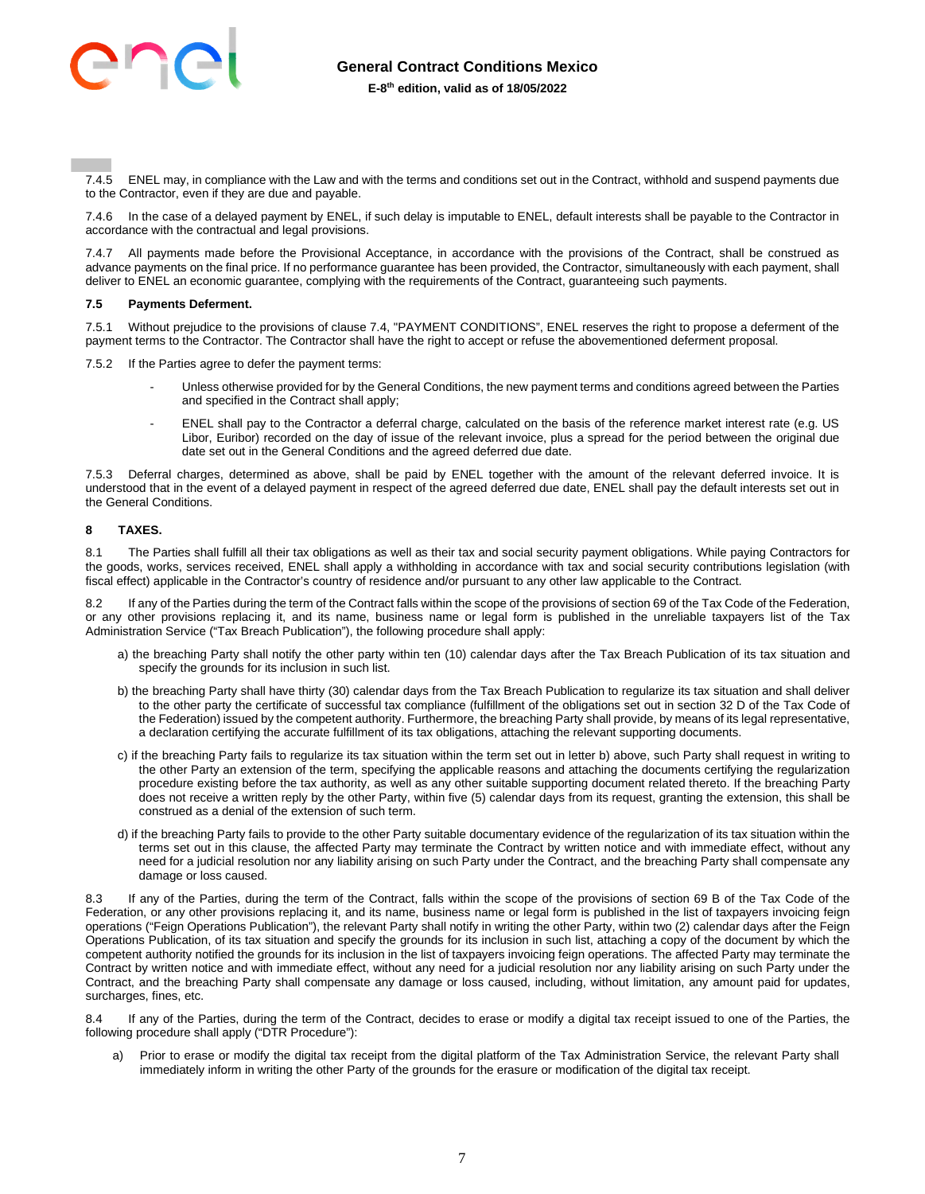7.4.5 ENEL may, in compliance with the Law and with the terms and conditions set out in the Contract, withhold and suspend payments due to the Contractor, even if they are due and payable.

7.4.6 In the case of a delayed payment by ENEL, if such delay is imputable to ENEL, default interests shall be payable to the Contractor in accordance with the contractual and legal provisions.

7.4.7 All payments made before the Provisional Acceptance, in accordance with the provisions of the Contract, shall be construed as advance payments on the final price. If no performance guarantee has been provided, the Contractor, simultaneously with each payment, shall deliver to ENEL an economic guarantee, complying with the requirements of the Contract, guaranteeing such payments.

**7.5 Payments Deferment.**

7.5.1 Without prejudice to the provisions of clause 7.4, "PAYMENT CONDITIONS", ENEL reserves the right to propose a deferment of the payment terms to the Contractor. The Contractor shall have the right to accept or refuse the abovementioned deferment proposal.

7.5.2 If the Parties agree to defer the payment terms:

- Unless otherwise provided for by the General Conditions, the new payment terms and conditions agreed between the Parties and specified in the Contract shall apply;
- ENEL shall pay to the Contractor a deferral charge, calculated on the basis of the reference market interest rate (e.g. US Libor, Euribor) recorded on the day of issue of the relevant invoice, plus a spread for the period between the original due date set out in the General Conditions and the agreed deferred due date.

7.5.3 Deferral charges, determined as above, shall be paid by ENEL together with the amount of the relevant deferred invoice. It is understood that in the event of a delayed payment in respect of the agreed deferred due date, ENEL shall pay the default interests set out in the General Conditions.

## 8 TAXES.

8.1 The Parties shall fulfill all their tax obligations as well as their tax and social security payment obligations. While paying Contractors for the goods, works, services received, ENEL shall apply a withholding in accordance with tax and social security contributions legislation (with fiscal effect) applicable in the Contractor's country of residence and/or pursuant to any other law applicable to the Contract.

8.2 If any of the Parties during the term of the Contract falls within the scope of the provisions of section 69 of the Tax Code of the Federation, or any other provisions replacing it, and its name, business name or legal form is published in the unreliable taxpayers list of the Tax Administration Service ("Tax Breach Publication"), the following procedure shall apply:

a) the breaching Party shall notify the other party within ten (10) calendar days after the Tax Breach Publication of its tax situation and specify the grounds for its inclusion in such list.

b) the breaching Party shall have thirty (30) calendar days from the Tax Breach Publication to regularize its tax situation and shall deliver to the other party the certificate of successful tax compliance (fulfillment of the obligations set out in section 32 D of the Tax Code of the Federation) issued by the competent authority. Furthermore, the breaching Party shall provide, by means of its legal representative, a declaration certifying the accurate fulfillment of its tax obligations, attaching the relevant supporting documents.

c) if the breaching Party fails to regularize its tax situation within the term set out in letter b) above, such Party shall request in writing to the other Party an extension of the term, specifying the applicable reasons and attaching the documents certifying the regularization procedure existing before the tax authority, as well as any other suitable supporting document related thereto. If the breaching Party does not receive a written reply by the other Party, within five (5) calendar days from its request, granting the extension, this shall be construed as a denial of the extension of such term.

d) if the breaching Party fails to provide to the other Party suitable documentary evidence of the regularization of its tax situation within the terms set out in this clause, the affected Party may terminate the Contract by written notice and with immediate effect, without any need for a judicial resolution nor any liability arising on such Party under the Contract, and the breaching Party shall compensate any damage or loss caused.

8.3 If any of the Parties, during the term of the Contract, falls within the scope of the provisions of section 69 B of the Tax Code of the Federation, or any other provisions replacing it, and its name, business name or legal form is published in the list of taxpayers invoicing feign operations ("Feign Operations Publication"), the relevant Party shall notify in writing the other Party, within two (2) calendar days after the Feign Operations Publication, of its tax situation and specify the grounds for its inclusion in such list, attaching a copy of the document by which the competent authority notified the grounds for its inclusion in the list of taxpayers invoicing feign operations. The affected Party may terminate the Contract by written notice and with immediate effect, without any need for a judicial resolution nor any liability arising on such Party under the Contract, and the breaching Party shall compensate any damage or loss caused, including, without limitation, any amount paid for updates, surcharges, fines, etc.

8.4 If any of the Parties, during the term of the Contract, decides to erase or modify a digital tax receipt issued to one of the Parties, the following procedure shall apply ("DTR Procedure"):

a) Prior to erase or modify the digital tax receipt from the digital platform of the Tax Administration Service, the relevant Party shall immediately inform in writing the other Party of the grounds for the erasure or modification of the digital tax receipt.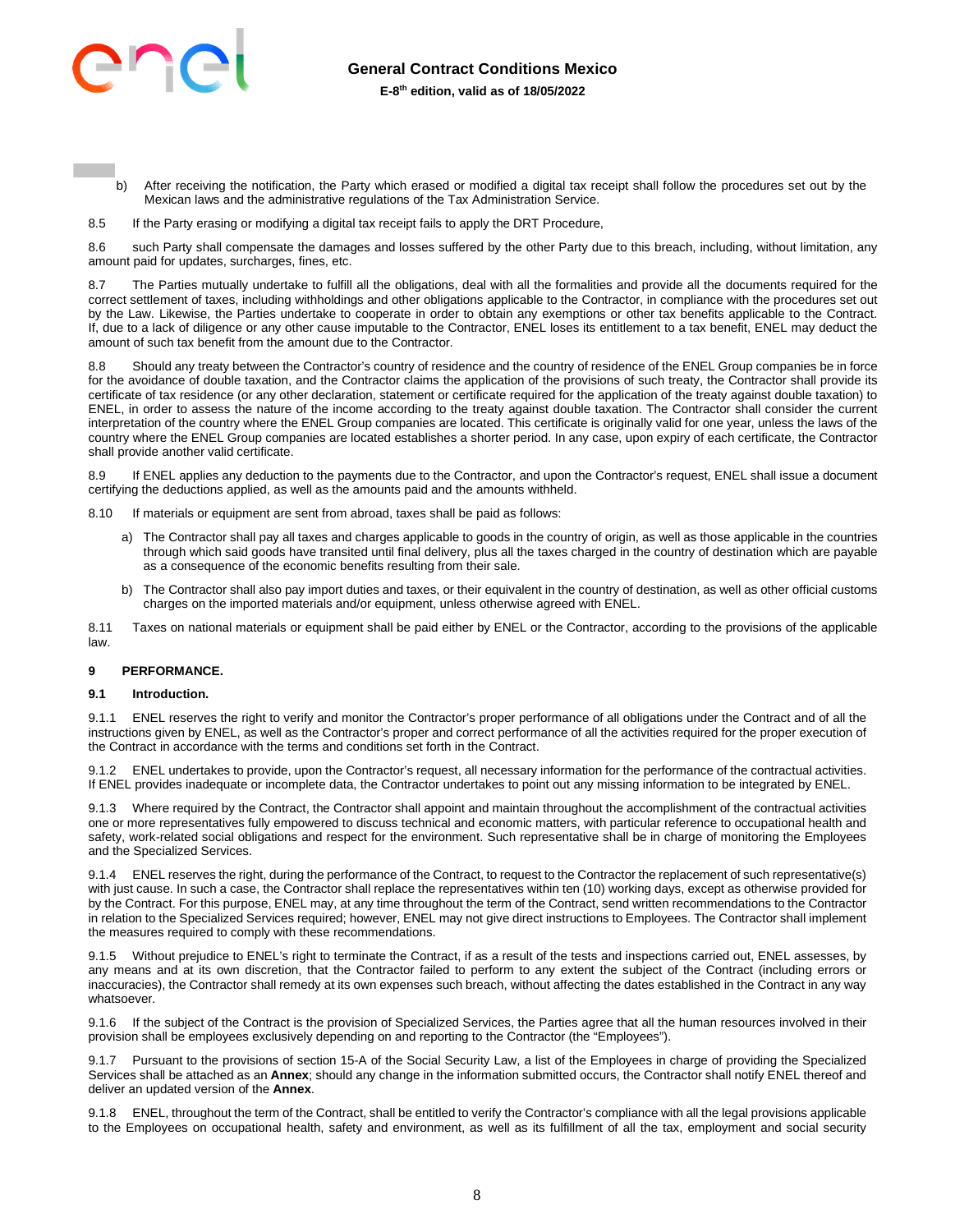b) After receiving the notification, the Party which erased or modified a digital tax receipt shall follow the procedures set out by the Mexican laws and the administrative regulations of the Tax Administration Service.

8.5 If the Party erasing or modifying a digital tax receipt fails to apply the DRT Procedure,

8.6 such Party shall compensate the damages and losses suffered by the other Party due to this breach, including, without limitation, any amount paid for updates, surcharges, fines, etc.

8.7 The Parties mutually undertake to fulfill all the obligations, deal with all the formalities and provide all the documents required for the correct settlement of taxes, including withholdings and other obligations applicable to the Contractor, in compliance with the procedures set out by the Law. Likewise, the Parties undertake to cooperate in order to obtain any exemptions or other tax benefits applicable to the Contract. If, due to a lack of diligence or any other cause imputable to the Contractor, ENEL loses its entitlement to a tax benefit, ENEL may deduct the amount of such tax benefit from the amount due to the Contractor.

8.8 Should any treaty between the Contractor's country of residence and the country of residence of the ENEL Group companies be in force for the avoidance of double taxation, and the Contractor claims the application of the provisions of such treaty, the Contractor shall provide its certificate of tax residence (or any other declaration, statement or certificate required for the application of the treaty against double taxation) to ENEL, in order to assess the nature of the income according to the treaty against double taxation. The Contractor shall consider the current interpretation of the country where the ENEL Group companies are located. This certificate is originally valid for one year, unless the laws of the country where the ENEL Group companies are located establishes a shorter period. In any case, upon expiry of each certificate, the Contractor shall provide another valid certificate.

8.9 If ENEL applies any deduction to the payments due to the Contractor, and upon the Contractor's request, ENEL shall issue a document certifying the deductions applied, as well as the amounts paid and the amounts withheld.

8.10 If materials or equipment are sent from abroad, taxes shall be paid as follows:

a) The Contractor shall pay all taxes and charges applicable to goods in the country of origin, as well as those applicable in the countries through which said goods have transited until final delivery, plus all the taxes charged in the country of destination which are payable as a consequence of the economic benefits resulting from their sale.

b) The Contractor shall also pay import duties and taxes, or their equivalent in the country of destination, as well as other official customs charges on the imported materials and/or equipment, unless otherwise agreed with ENEL.

8.11 Taxes on national materials or equipment shall be paid either by ENEL or the Contractor, according to the provisions of the applicable law.

## 9 PERFORMANCE.

### 9.1 Introduction.

9.1.1 ENEL reserves the right to verify and monitor the Contractor's proper performance of all obligations under the Contract and of all the instructions given by ENEL, as well as the Contractor's proper and correct performance of all the activities required for the proper execution of the Contract in accordance with the terms and conditions set forth in the Contract.

9.1.2 ENEL undertakes to provide, upon the Contractor's request, all necessary information for the performance of the contractual activities. If ENEL provides inadequate or incomplete data, the Contractor undertakes to point out any missing information to be integrated by ENEL.

9.1.3 Where required by the Contract, the Contractor shall appoint and maintain throughout the accomplishment of the contractual activities one or more representatives fully empowered to discuss technical and economic matters, with particular reference to occupational health and safety, work-related social obligations and respect for the environment. Such representative shall be in charge of monitoring the Employees and the Specialized Services.

9.1.4 ENEL reserves the right, during the performance of the Contract, to request to the Contractor the replacement of such representative(s) with just cause. In such a case, the Contractor shall replace the representatives within ten (10) working days, except as otherwise provided for by the Contract. For this purpose, ENEL may, at any time throughout the term of the Contract, send written recommendations to the Contractor in relation to the Specialized Services required; however, ENEL may not give direct instructions to Employees. The Contractor shall implement the measures required to comply with these recommendations.

9.1.5 Without prejudice to ENEL's right to terminate the Contract, if as a result of the tests and inspections carried out, ENEL assesses, by any means and at its own discretion, that the Contractor failed to perform to any extent the subject of the Contract (including errors or inaccuracies), the Contractor shall remedy at its own expenses such breach, without affecting the dates established in the Contract in any way whatsoever.

9.1.6 If the subject of the Contract is the provision of Specialized Services, the Parties agree that all the human resources involved in their provision shall be employees exclusively depending on and reporting to the Contractor (the "Employees").

9.1.7 Pursuant to the provisions of section 15-A of the Social Security Law, a list of the Employees in charge of providing the Specialized Services shall be attached as an **Annex**; should any change in the information submitted occurs, the Contractor shall notify ENEL thereof and deliver an updated version of the **Annex**.

9.1.8 ENEL, throughout the term of the Contract, shall be entitled to verify the Contractor's compliance with all the legal provisions applicable to the Employees on occupational health, safety and environment, as well as its fulfillment of all the tax, employment and social security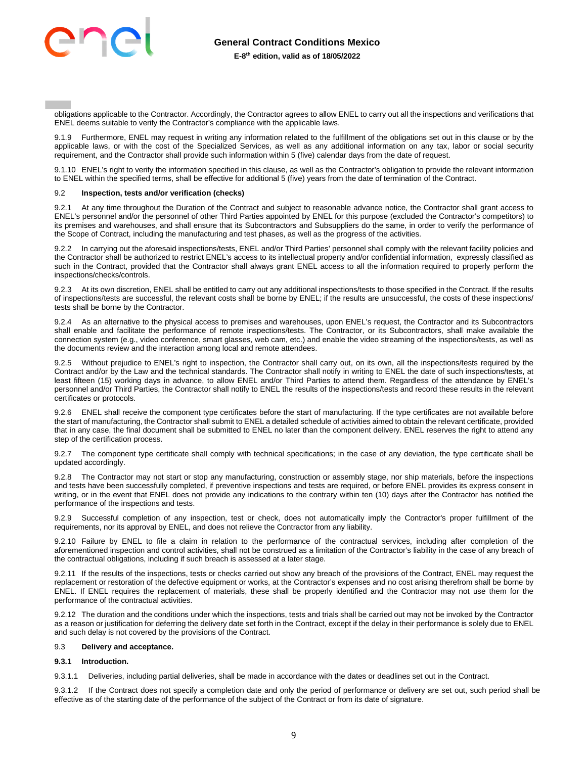obligations applicable to the Contractor. Accordingly, the Contractor agrees to allow ENEL to carry out all the inspections and verifications that ENEL deems suitable to verify the Contractor's compliance with the applicable laws.

9.1.9 Furthermore, ENEL may request in writing any information related to the fulfillment of the obligations set out in this clause or by the applicable laws, or with the cost of the Specialized Services, as well as any additional information on any tax, labor or social security requirement, and the Contractor shall provide such information within 5 (five) calendar days from the date of request.

9.1.10 ENEL's right to verify the information specified in this clause, as well as the Contractor's obligation to provide the relevant information to ENEL within the specified terms, shall be effective for additional 5 (five) years from the date of termination of the Contract.

### 9.2 Inspection, tests and/or verification (checks)

9.2.1 At any time throughout the Duration of the Contract and subject to reasonable advance notice, the Contractor shall grant access to ENEL's personnel and/or the personnel of other Third Parties appointed by ENEL for this purpose (excluded the Contractor's competitors) to its premises and warehouses, and shall ensure that its Subcontractors and Subsuppliers do the same, in order to verify the performance of the Scope of Contract, including the manufacturing and test phases, as well as the progress of the activities.

9.2.2 In carrying out the aforesaid inspections/tests, ENEL and/or Third Parties' personnel shall comply with the relevant facility policies and the Contractor shall be authorized to restrict ENEL's access to its intellectual property and/or confidential information, expressly classified as such in the Contract, provided that the Contractor shall always grant ENEL access to all the information required to properly perform the inspections/checks/controls.

9.2.3 At its own discretion, ENEL shall be entitled to carry out any additional inspections/tests to those specified in the Contract. If the results of inspections/tests are successful, the relevant costs shall be borne by ENEL; if the results are unsuccessful, the costs of these inspections/ tests shall be borne by the Contractor.

9.2.4 As an alternative to the physical access to premises and warehouses, upon ENEL's request, the Contractor and its Subcontractors shall enable and facilitate the performance of remote inspections/tests. The Contractor, or its Subcontractors, shall make available the connection system (e.g., video conference, smart glasses, web cam, etc.) and enable the video streaming of the inspections/tests, as well as the documents review and the interaction among local and remote attendees.

9.2.5 Without prejudice to ENEL's right to inspection, the Contractor shall carry out, on its own, all the inspections/tests required by the Contract and/or by the Law and the technical standards. The Contractor shall notify in writing to ENEL the date of such inspections/tests, at least fifteen (15) working days in advance, to allow ENEL and/or Third Parties to attend them. Regardless of the attendance by ENEL's personnel and/or Third Parties, the Contractor shall notify to ENEL the results of the inspections/tests and record these results in the relevant certificates or protocols.

9.2.6 ENEL shall receive the component type certificates before the start of manufacturing. If the type certificates are not available before the start of manufacturing, the Contractor shall submit to ENEL a detailed schedule of activities aimed to obtain the relevant certificate, provided that in any case, the final document shall be submitted to ENEL no later than the component delivery. ENEL reserves the right to attend any step of the certification process.

9.2.7 The component type certificate shall comply with technical specifications; in the case of any deviation, the type certificate shall be updated accordingly.

9.2.8 The Contractor may not start or stop any manufacturing, construction or assembly stage, nor ship materials, before the inspections and tests have been successfully completed, if preventive inspections and tests are required, or before ENEL provides its express consent in writing, or in the event that ENEL does not provide any indications to the contrary within ten (10) days after the Contractor has notified the performance of the inspections and tests.

9.2.9 Successful completion of any inspection, test or check, does not automatically imply the Contractor's proper fulfillment of the requirements, nor its approval by ENEL, and does not relieve the Contractor from any liability.

9.2.10 Failure by ENEL to file a claim in relation to the performance of the contractual services, including after completion of the aforementioned inspection and control activities, shall not be construed as a limitation of the Contractor's liability in the case of any breach of the contractual obligations, including if such breach is assessed at a later stage.

9.2.11 If the results of the inspections, tests or checks carried out show any breach of the provisions of the Contract, ENEL may request the replacement or restoration of the defective equipment or works, at the Contractor's expenses and no cost arising therefrom shall be borne by ENEL. If ENEL requires the replacement of materials, these shall be properly identified and the Contractor may not use them for the performance of the contractual activities.

9.2.12 The duration and the conditions under which the inspections, tests and trials shall be carried out may not be invoked by the Contractor as a reason or justification for deferring the delivery date set forth in the Contract, except if the delay in their performance is solely due to ENEL and such delay is not covered by the provisions of the Contract.

### 9.3 Delivery and acceptance.

#### 9.3.1 Introduction.

9.3.1.1 Deliveries, including partial deliveries, shall be made in accordance with the dates or deadlines set out in the Contract.

9.3.1.2 If the Contract does not specify a completion date and only the period of performance or delivery are set out, such period shall be effective as of the starting date of the performance of the subject of the Contract or from its date of signature.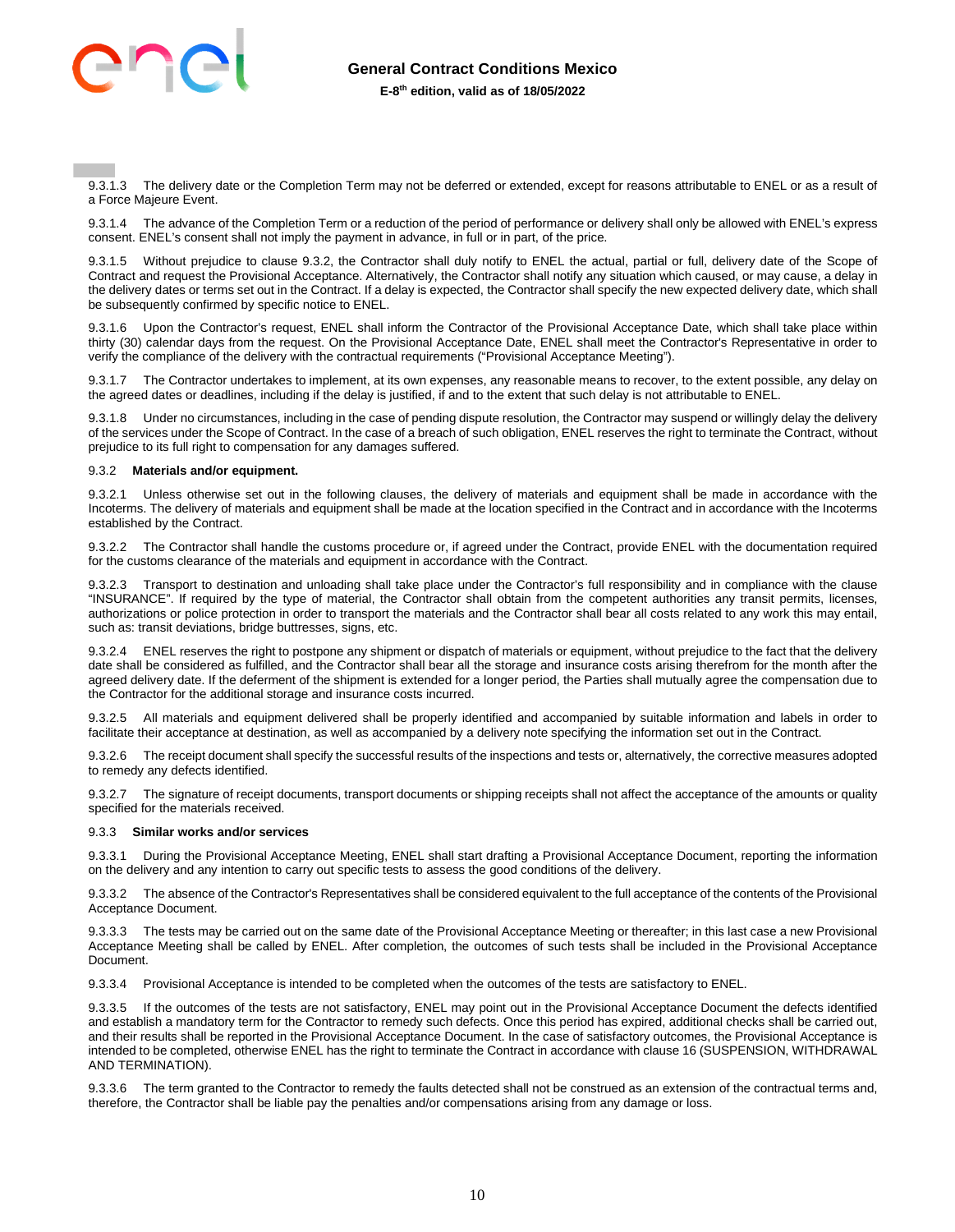9.3.1.3 The delivery date or the Completion Term may not be deferred or extended, except for reasons attributable to ENEL or as a result of a Force Majeure Event.

9.3.1.4 The advance of the Completion Term or a reduction of the period of performance or delivery shall only be allowed with ENEL's express consent. ENEL's consent shall not imply the payment in advance, in full or in part, of the price.

9.3.1.5 Without prejudice to clause 9.3.2, the Contractor shall duly notify to ENEL the actual, partial or full, delivery date of the Scope of Contract and request the Provisional Acceptance. Alternatively, the Contractor shall notify any situation which caused, or may cause, a delay in the delivery dates or terms set out in the Contract. If a delay is expected, the Contractor shall specify the new expected delivery date, which shall be subsequently confirmed by specific notice to ENEL.

9.3.1.6 Upon the Contractor's request, ENEL shall inform the Contractor of the Provisional Acceptance Date, which shall take place within thirty (30) calendar days from the request. On the Provisional Acceptance Date, ENEL shall meet the Contractor's Representative in order to verify the compliance of the delivery with the contractual requirements ("Provisional Acceptance Meeting").

9.3.1.7 The Contractor undertakes to implement, at its own expenses, any reasonable means to recover, to the extent possible, any delay on the agreed dates or deadlines, including if the delay is justified, if and to the extent that such delay is not attributable to ENEL.

9.3.1.8 Under no circumstances, including in the case of pending dispute resolution, the Contractor may suspend or willingly delay the delivery of the services under the Scope of Contract. In the case of a breach of such obligation, ENEL reserves the right to terminate the Contract, without prejudice to its full right to compensation for any damages suffered.

9.3.2 **Materials and/or equipment.**

9.3.2.1 Unless otherwise set out in the following clauses, the delivery of materials and equipment shall be made in accordance with the Incoterms. The delivery of materials and equipment shall be made at the location specified in the Contract and in accordance with the Incoterms established by the Contract.

9.3.2.2 The Contractor shall handle the customs procedure or, if agreed under the Contract, provide ENEL with the documentation required for the customs clearance of the materials and equipment in accordance with the Contract.

9.3.2.3 Transport to destination and unloading shall take place under the Contractor's full responsibility and in compliance with the clause "INSURANCE". If required by the type of material, the Contractor shall obtain from the competent authorities any transit permits, licenses, authorizations or police protection in order to transport the materials and the Contractor shall bear all costs related to any work this may entail, such as: transit deviations, bridge buttresses, signs, etc.

9.3.2.4 ENEL reserves the right to postpone any shipment or dispatch of materials or equipment, without prejudice to the fact that the delivery date shall be considered as fulfilled, and the Contractor shall bear all the storage and insurance costs arising therefrom for the month after the agreed delivery date. If the deferment of the shipment is extended for a longer period, the Parties shall mutually agree the compensation due to the Contractor for the additional storage and insurance costs incurred.

9.3.2.5 All materials and equipment delivered shall be properly identified and accompanied by suitable information and labels in order to facilitate their acceptance at destination, as well as accompanied by a delivery note specifying the information set out in the Contract.

9.3.2.6 The receipt document shall specify the successful results of the inspections and tests or, alternatively, the corrective measures adopted to remedy any defects identified.

9.3.2.7 The signature of receipt documents, transport documents or shipping receipts shall not affect the acceptance of the amounts or quality specified for the materials received.

9.3.3 **Similar works and/or services**

9.3.3.1 During the Provisional Acceptance Meeting, ENEL shall start drafting a Provisional Acceptance Document, reporting the information on the delivery and any intention to carry out specific tests to assess the good conditions of the delivery.

9.3.3.2 The absence of the Contractor's Representatives shall be considered equivalent to the full acceptance of the contents of the Provisional Acceptance Document.

9.3.3.3 The tests may be carried out on the same date of the Provisional Acceptance Meeting or thereafter; in this last case a new Provisional Acceptance Meeting shall be called by ENEL. After completion, the outcomes of such tests shall be included in the Provisional Acceptance Document.

9.3.3.4 Provisional Acceptance is intended to be completed when the outcomes of the tests are satisfactory to ENEL.

9.3.3.5 If the outcomes of the tests are not satisfactory, ENEL may point out in the Provisional Acceptance Document the defects identified and establish a mandatory term for the Contractor to remedy such defects. Once this period has expired, additional checks shall be carried out, and their results shall be reported in the Provisional Acceptance Document. In the case of satisfactory outcomes, the Provisional Acceptance is intended to be completed, otherwise ENEL has the right to terminate the Contract in accordance with clause 16 (SUSPENSION, WITHDRAWAL AND TERMINATION).

9.3.3.6 The term granted to the Contractor to remedy the faults detected shall not be construed as an extension of the contractual terms and, therefore, the Contractor shall be liable pay the penalties and/or compensations arising from any damage or loss.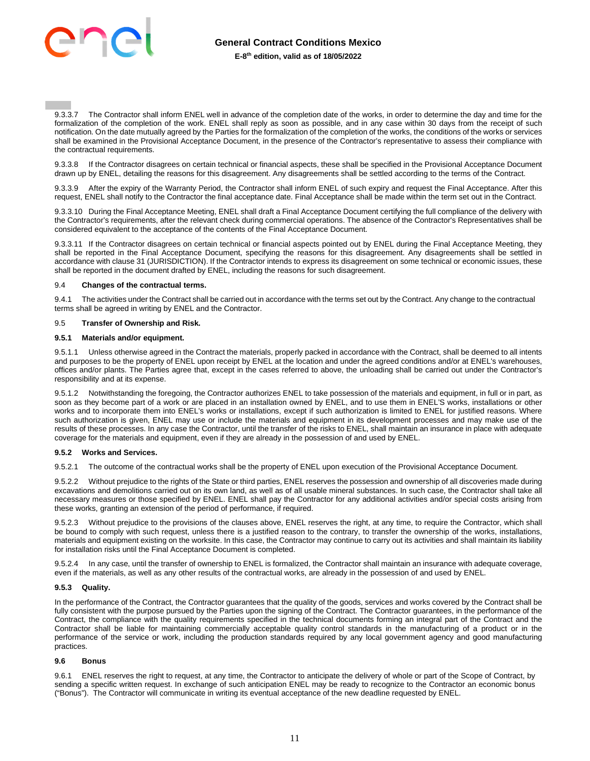9.3.3.7 The Contractor shall inform ENEL well in advance of the completion date of the works, in order to determine the day and time for the formalization of the completion of the work. ENEL shall reply as soon as possible, and in any case within 30 days from the receipt of such notification. On the date mutually agreed by the Parties for the formalization of the completion of the works, the conditions of the works or services shall be examined in the Provisional Acceptance Document, in the presence of the Contractor's representative to assess their compliance with the contractual requirements.

9.3.3.8 If the Contractor disagrees on certain technical or financial aspects, these shall be specified in the Provisional Acceptance Document drawn up by ENEL, detailing the reasons for this disagreement. Any disagreements shall be settled according to the terms of the Contract.

9.3.3.9 After the expiry of the Warranty Period, the Contractor shall inform ENEL of such expiry and request the Final Acceptance. After this request, ENEL shall notify to the Contractor the final acceptance date. Final Acceptance shall be made within the term set out in the Contract.

9.3.3.10 During the Final Acceptance Meeting, ENEL shall draft a Final Acceptance Document certifying the full compliance of the delivery with the Contractor's requirements, after the relevant check during commercial operations. The absence of the Contractor's Representatives shall be considered equivalent to the acceptance of the contents of the Final Acceptance Document.

9.3.3.11 If the Contractor disagrees on certain technical or financial aspects pointed out by ENEL during the Final Acceptance Meeting, they shall be reported in the Final Acceptance Document, specifying the reasons for this disagreement. Any disagreements shall be settled in accordance with clause 31 (JURISDICTION). If the Contractor intends to express its disagreement on some technical or economic issues, these shall be reported in the document drafted by ENEL, including the reasons for such disagreement.

### 9.4 Changes of the contractual terms.

9.4.1 The activities under the Contract shall be carried out in accordance with the terms set out by the Contract. Any change to the contractual terms shall be agreed in writing by ENEL and the Contractor.

### 9.5 Transfer of Ownership and Risk.

#### 9.5.1 Materials and/or equipment.

9.5.1.1 Unless otherwise agreed in the Contract the materials, properly packed in accordance with the Contract, shall be deemed to all intents and purposes to be the property of ENEL upon receipt by ENEL at the location and under the agreed conditions and/or at ENEL's warehouses, offices and/or plants. The Parties agree that, except in the cases referred to above, the unloading shall be carried out under the Contractor's responsibility and at its expense.

9.5.1.2 Notwithstanding the foregoing, the Contractor authorizes ENEL to take possession of the materials and equipment, in full or in part, as soon as they become part of a work or are placed in an installation owned by ENEL, and to use them in ENEL'S works, installations or other works and to incorporate them into ENEL's works or installations, except if such authorization is limited to ENEL for justified reasons. Where such authorization is given, ENEL may use or include the materials and equipment in its development processes and may make use of the results of these processes. In any case the Contractor, until the transfer of the risks to ENEL, shall maintain an insurance in place with adequate coverage for the materials and equipment, even if they are already in the possession of and used by ENEL.

#### 9.5.2 Works and Services.

9.5.2.1 The outcome of the contractual works shall be the property of ENEL upon execution of the Provisional Acceptance Document.

9.5.2.2 Without prejudice to the rights of the State or third parties, ENEL reserves the possession and ownership of all discoveries made during excavations and demolitions carried out on its own land, as well as of all usable mineral substances. In such case, the Contractor shall take all necessary measures or those specified by ENEL. ENEL shall pay the Contractor for any additional activities and/or special costs arising from these works, granting an extension of the period of performance, if required.

9.5.2.3 Without prejudice to the provisions of the clauses above, ENEL reserves the right, at any time, to require the Contractor, which shall be bound to comply with such request, unless there is a justified reason to the contrary, to transfer the ownership of the works, installations, materials and equipment existing on the worksite. In this case, the Contractor may continue to carry out its activities and shall maintain its liability for installation risks until the Final Acceptance Document is completed.

9.5.2.4 In any case, until the transfer of ownership to ENEL is formalized, the Contractor shall maintain an insurance with adequate coverage, even if the materials, as well as any other results of the contractual works, are already in the possession of and used by ENEL.

#### 9.5.3 Quality.

In the performance of the Contract, the Contractor guarantees that the quality of the goods, services and works covered by the Contract shall be fully consistent with the purpose pursued by the Parties upon the signing of the Contract. The Contractor guarantees, in the performance of the Contract, the compliance with the quality requirements specified in the technical documents forming an integral part of the Contract and the Contractor shall be liable for maintaining commercially acceptable quality control standards in the manufacturing of a product or in the performance of the service or work, including the production standards required by any local government agency and good manufacturing practices.

### 9.6 Bonus

9.6.1 ENEL reserves the right to request, at any time, the Contractor to anticipate the delivery of whole or part of the Scope of Contract, by sending a specific written request. In exchange of such anticipation ENEL may be ready to recognize to the Contractor an economic bonus ("Bonus"). The Contractor will communicate in writing its eventual acceptance of the new deadline requested by ENEL.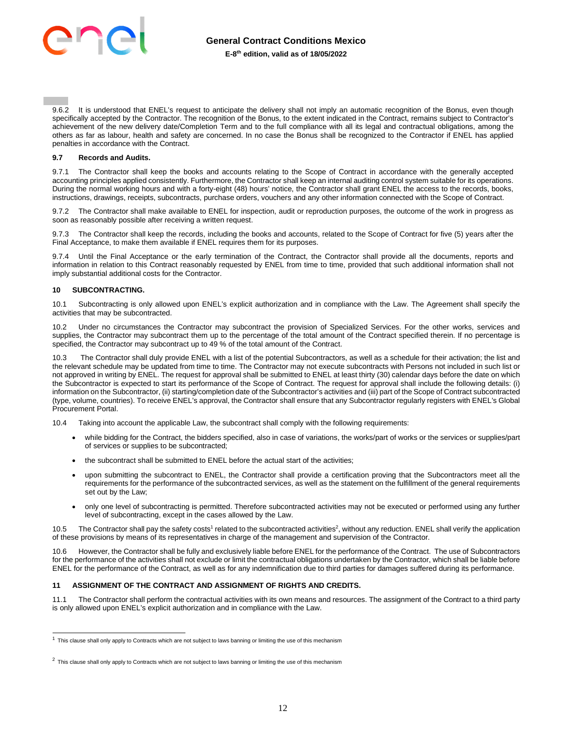9.6.2 It is understood that ENEL's request to anticipate the delivery shall not imply an automatic recognition of the Bonus, even though specifically accepted by the Contractor. The recognition of the Bonus, to the extent indicated in the Contract, remains subject to Contractor's achievement of the new delivery date/Completion Term and to the full compliance with all its legal and contractual obligations, among the others as far as labour, health and safety are concerned. In no case the Bonus shall be recognized to the Contractor if ENEL has applied penalties in accordance with the Contract.

### 9.7 Records and Audits.

9.7.1 The Contractor shall keep the books and accounts relating to the Scope of Contract in accordance with the generally accepted accounting principles applied consistently. Furthermore, the Contractor shall keep an internal auditing control system suitable for its operations. During the normal working hours and with a forty-eight (48) hours' notice, the Contractor shall grant ENEL the access to the records, books, instructions, drawings, receipts, subcontracts, purchase orders, vouchers and any other information connected with the Scope of Contract.

9.7.2 The Contractor shall make available to ENEL for inspection, audit or reproduction purposes, the outcome of the work in progress as soon as reasonably possible after receiving a written request.

9.7.3 The Contractor shall keep the records, including the books and accounts, related to the Scope of Contract for five (5) years after the Final Acceptance, to make them available if ENEL requires them for its purposes.

9.7.4 Until the Final Acceptance or the early termination of the Contract, the Contractor shall provide all the documents, reports and information in relation to this Contract reasonably requested by ENEL from time to time, provided that such additional information shall not imply substantial additional costs for the Contractor.

## 10 SUBCONTRACTING.

10.1 Subcontracting is only allowed upon ENEL's explicit authorization and in compliance with the Law. The Agreement shall specify the activities that may be subcontracted.

10.2 Under no circumstances the Contractor may subcontract the provision of Specialized Services. For the other works, services and supplies, the Contractor may subcontract them up to the percentage of the total amount of the Contract specified therein. If no percentage is specified, the Contractor may subcontract up to 49 % of the total amount of the Contract.

10.3 The Contractor shall duly provide ENEL with a list of the potential Subcontractors, as well as a schedule for their activation; the list and the relevant schedule may be updated from time to time. The Contractor may not execute subcontracts with Persons not included in such list or not approved in writing by ENEL. The request for approval shall be submitted to ENEL at least thirty (30) calendar days before the date on which the Subcontractor is expected to start its performance of the Scope of Contract. The request for approval shall include the following details: (i) information on the Subcontractor, (ii) starting/completion date of the Subcontractor's activities and (iii) part of the Scope of Contract subcontracted (type, volume, countries). To receive ENEL's approval, the Contractor shall ensure that any Subcontractor regularly registers with ENEL's Global Procurement Portal.

10.4 Taking into account the applicable Law, the subcontract shall comply with the following requirements:

- while bidding for the Contract, the bidders specified, also in case of variations, the works/part of works or the services or supplies/part of services or supplies to be subcontracted;
- the subcontract shall be submitted to ENEL before the actual start of the activities;
- upon submitting the subcontract to ENEL, the Contractor shall provide a certification proving that the Subcontractors meet all the requirements for the performance of the subcontracted services, as well as the statement on the fulfillment of the general requirements set out by the Law;
- only one level of subcontracting is permitted. Therefore subcontracted activities may not be executed or performed using any further level of subcontracting, except in the cases allowed by the Law.

10.5 The Contractor shall pay the safety costs[1] related to the subcontracted activities[2], without any reduction. ENEL shall verify the application of these provisions by means of its representatives in charge of the management and supervision of the Contractor.

10.6 However, the Contractor shall be fully and exclusively liable before ENEL for the performance of the Contract. The use of Subcontractors for the performance of the activities shall not exclude or limit the contractual obligations undertaken by the Contractor, which shall be liable before ENEL for the performance of the Contract, as well as for any indemnification due to third parties for damages suffered during its performance.

## 11 ASSIGNMENT OF THE CONTRACT AND ASSIGNMENT OF RIGHTS AND CREDITS.

11.1 The Contractor shall perform the contractual activities with its own means and resources. The assignment of the Contract to a third party is only allowed upon ENEL's explicit authorization and in compliance with the Law.

---

[1] This clause shall only apply to Contracts which are not subject to laws banning or limiting the use of this mechanism

[2] This clause shall only apply to Contracts which are not subject to laws banning or limiting the use of this mechanism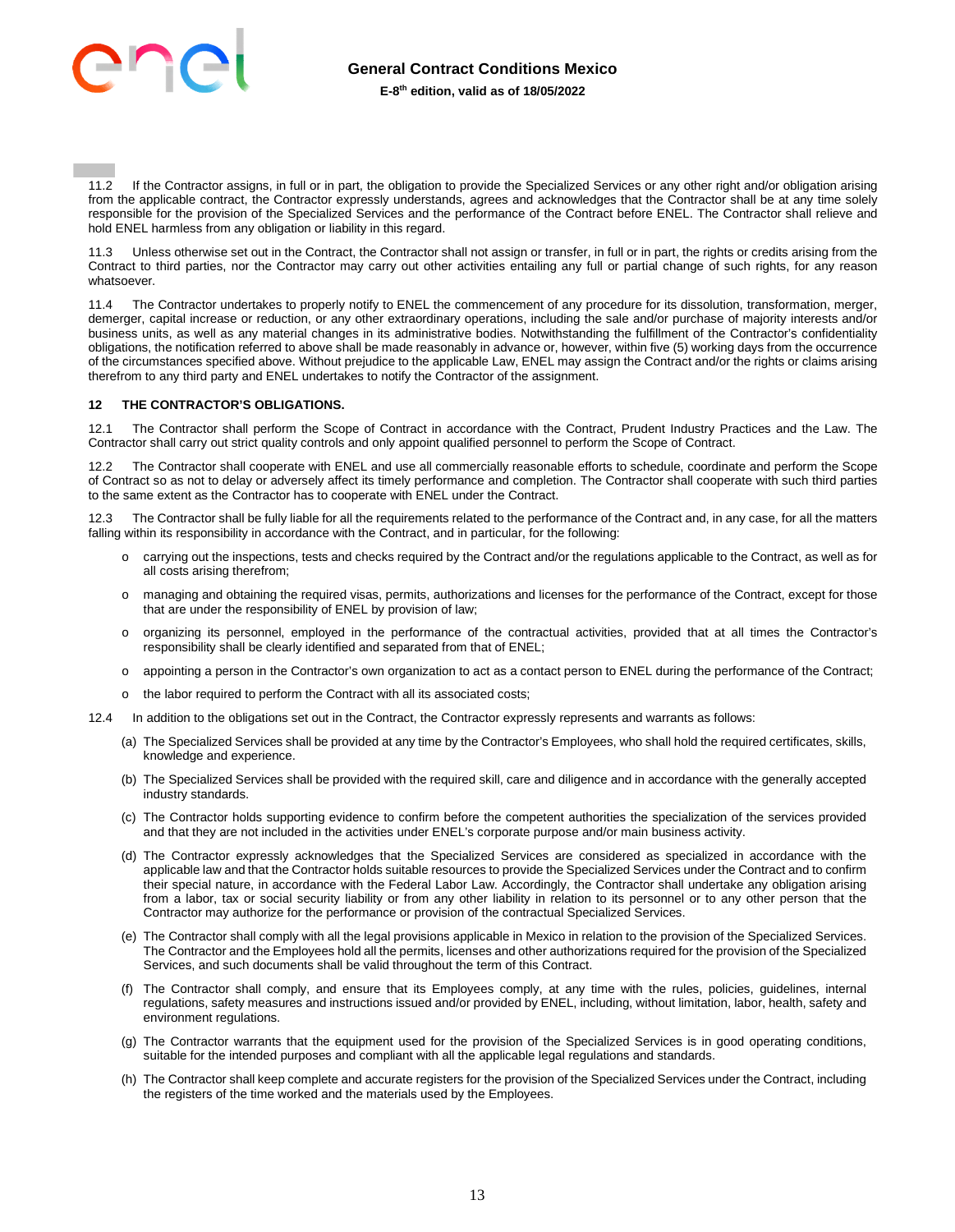11.2 If the Contractor assigns, in full or in part, the obligation to provide the Specialized Services or any other right and/or obligation arising from the applicable contract, the Contractor expressly understands, agrees and acknowledges that the Contractor shall be at any time solely responsible for the provision of the Specialized Services and the performance of the Contract before ENEL. The Contractor shall relieve and hold ENEL harmless from any obligation or liability in this regard.

11.3 Unless otherwise set out in the Contract, the Contractor shall not assign or transfer, in full or in part, the rights or credits arising from the Contract to third parties, nor the Contractor may carry out other activities entailing any full or partial change of such rights, for any reason whatsoever.

11.4 The Contractor undertakes to properly notify to ENEL the commencement of any procedure for its dissolution, transformation, merger, demerger, capital increase or reduction, or any other extraordinary operations, including the sale and/or purchase of majority interests and/or business units, as well as any material changes in its administrative bodies. Notwithstanding the fulfillment of the Contractor's confidentiality obligations, the notification referred to above shall be made reasonably in advance or, however, within five (5) working days from the occurrence of the circumstances specified above. Without prejudice to the applicable Law, ENEL may assign the Contract and/or the rights or claims arising therefrom to any third party and ENEL undertakes to notify the Contractor of the assignment.

## 12 THE CONTRACTOR'S OBLIGATIONS.

12.1 The Contractor shall perform the Scope of Contract in accordance with the Contract, Prudent Industry Practices and the Law. The Contractor shall carry out strict quality controls and only appoint qualified personnel to perform the Scope of Contract.

12.2 The Contractor shall cooperate with ENEL and use all commercially reasonable efforts to schedule, coordinate and perform the Scope of Contract so as not to delay or adversely affect its timely performance and completion. The Contractor shall cooperate with such third parties to the same extent as the Contractor has to cooperate with ENEL under the Contract.

12.3 The Contractor shall be fully liable for all the requirements related to the performance of the Contract and, in any case, for all the matters falling within its responsibility in accordance with the Contract, and in particular, for the following:

- carrying out the inspections, tests and checks required by the Contract and/or the regulations applicable to the Contract, as well as for all costs arising therefrom;
- managing and obtaining the required visas, permits, authorizations and licenses for the performance of the Contract, except for those that are under the responsibility of ENEL by provision of law;
- organizing its personnel, employed in the performance of the contractual activities, provided that at all times the Contractor's responsibility shall be clearly identified and separated from that of ENEL;
- appointing a person in the Contractor's own organization to act as a contact person to ENEL during the performance of the Contract;
- the labor required to perform the Contract with all its associated costs;

12.4 In addition to the obligations set out in the Contract, the Contractor expressly represents and warrants as follows:

(a) The Specialized Services shall be provided at any time by the Contractor's Employees, who shall hold the required certificates, skills, knowledge and experience.

(b) The Specialized Services shall be provided with the required skill, care and diligence and in accordance with the generally accepted industry standards.

(c) The Contractor holds supporting evidence to confirm before the competent authorities the specialization of the services provided and that they are not included in the activities under ENEL's corporate purpose and/or main business activity.

(d) The Contractor expressly acknowledges that the Specialized Services are considered as specialized in accordance with the applicable law and that the Contractor holds suitable resources to provide the Specialized Services under the Contract and to confirm their special nature, in accordance with the Federal Labor Law. Accordingly, the Contractor shall undertake any obligation arising from a labor, tax or social security liability or from any other liability in relation to its personnel or to any other person that the Contractor may authorize for the performance or provision of the contractual Specialized Services.

(e) The Contractor shall comply with all the legal provisions applicable in Mexico in relation to the provision of the Specialized Services. The Contractor and the Employees hold all the permits, licenses and other authorizations required for the provision of the Specialized Services, and such documents shall be valid throughout the term of this Contract.

(f) The Contractor shall comply, and ensure that its Employees comply, at any time with the rules, policies, guidelines, internal regulations, safety measures and instructions issued and/or provided by ENEL, including, without limitation, labor, health, safety and environment regulations.

(g) The Contractor warrants that the equipment used for the provision of the Specialized Services is in good operating conditions, suitable for the intended purposes and compliant with all the applicable legal regulations and standards.

(h) The Contractor shall keep complete and accurate registers for the provision of the Specialized Services under the Contract, including the registers of the time worked and the materials used by the Employees.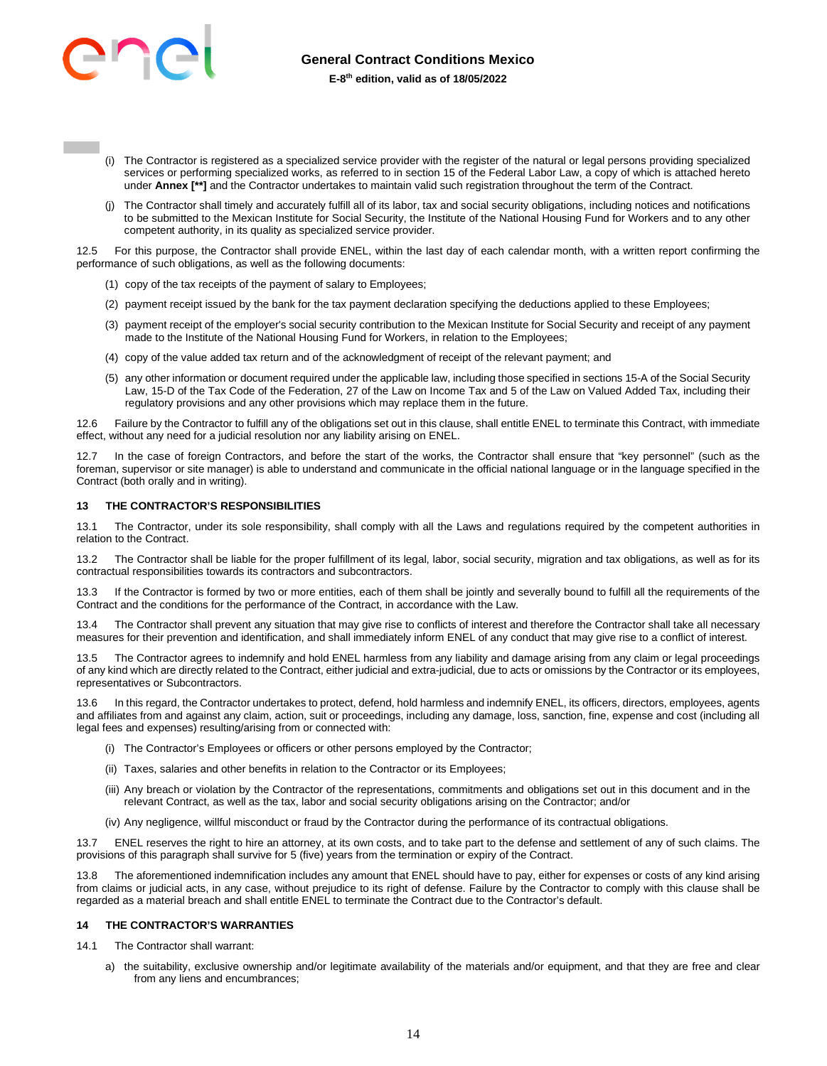(i) The Contractor is registered as a specialized service provider with the register of the natural or legal persons providing specialized services or performing specialized works, as referred to in section 15 of the Federal Labor Law, a copy of which is attached hereto under **Annex [**]** and the Contractor undertakes to maintain valid such registration throughout the term of the Contract.

(j) The Contractor shall timely and accurately fulfill all of its labor, tax and social security obligations, including notices and notifications to be submitted to the Mexican Institute for Social Security, the Institute of the National Housing Fund for Workers and to any other competent authority, in its quality as specialized service provider.

12.5 For this purpose, the Contractor shall provide ENEL, within the last day of each calendar month, with a written report confirming the performance of such obligations, as well as the following documents:

(1) copy of the tax receipts of the payment of salary to Employees;

(2) payment receipt issued by the bank for the tax payment declaration specifying the deductions applied to these Employees;

(3) payment receipt of the employer's social security contribution to the Mexican Institute for Social Security and receipt of any payment made to the Institute of the National Housing Fund for Workers, in relation to the Employees;

(4) copy of the value added tax return and of the acknowledgment of receipt of the relevant payment; and

(5) any other information or document required under the applicable law, including those specified in sections 15-A of the Social Security Law, 15-D of the Tax Code of the Federation, 27 of the Law on Income Tax and 5 of the Law on Valued Added Tax, including their regulatory provisions and any other provisions which may replace them in the future.

12.6 Failure by the Contractor to fulfill any of the obligations set out in this clause, shall entitle ENEL to terminate this Contract, with immediate effect, without any need for a judicial resolution nor any liability arising on ENEL.

12.7 In the case of foreign Contractors, and before the start of the works, the Contractor shall ensure that "key personnel" (such as the foreman, supervisor or site manager) is able to understand and communicate in the official national language or in the language specified in the Contract (both orally and in writing).

## 13 THE CONTRACTOR'S RESPONSIBILITIES

13.1 The Contractor, under its sole responsibility, shall comply with all the Laws and regulations required by the competent authorities in relation to the Contract.

13.2 The Contractor shall be liable for the proper fulfillment of its legal, labor, social security, migration and tax obligations, as well as for its contractual responsibilities towards its contractors and subcontractors.

13.3 If the Contractor is formed by two or more entities, each of them shall be jointly and severally bound to fulfill all the requirements of the Contract and the conditions for the performance of the Contract, in accordance with the Law.

13.4 The Contractor shall prevent any situation that may give rise to conflicts of interest and therefore the Contractor shall take all necessary measures for their prevention and identification, and shall immediately inform ENEL of any conduct that may give rise to a conflict of interest.

13.5 The Contractor agrees to indemnify and hold ENEL harmless from any liability and damage arising from any claim or legal proceedings of any kind which are directly related to the Contract, either judicial and extra-judicial, due to acts or omissions by the Contractor or its employees, representatives or Subcontractors.

13.6 In this regard, the Contractor undertakes to protect, defend, hold harmless and indemnify ENEL, its officers, directors, employees, agents and affiliates from and against any claim, action, suit or proceedings, including any damage, loss, sanction, fine, expense and cost (including all legal fees and expenses) resulting/arising from or connected with:

(i) The Contractor's Employees or officers or other persons employed by the Contractor;

(ii) Taxes, salaries and other benefits in relation to the Contractor or its Employees;

(iii) Any breach or violation by the Contractor of the representations, commitments and obligations set out in this document and in the relevant Contract, as well as the tax, labor and social security obligations arising on the Contractor; and/or

(iv) Any negligence, willful misconduct or fraud by the Contractor during the performance of its contractual obligations.

13.7 ENEL reserves the right to hire an attorney, at its own costs, and to take part to the defense and settlement of any of such claims. The provisions of this paragraph shall survive for 5 (five) years from the termination or expiry of the Contract.

13.8 The aforementioned indemnification includes any amount that ENEL should have to pay, either for expenses or costs of any kind arising from claims or judicial acts, in any case, without prejudice to its right of defense. Failure by the Contractor to comply with this clause shall be regarded as a material breach and shall entitle ENEL to terminate the Contract due to the Contractor's default.

## 14 THE CONTRACTOR'S WARRANTIES

14.1 The Contractor shall warrant:

a) the suitability, exclusive ownership and/or legitimate availability of the materials and/or equipment, and that they are free and clear from any liens and encumbrances;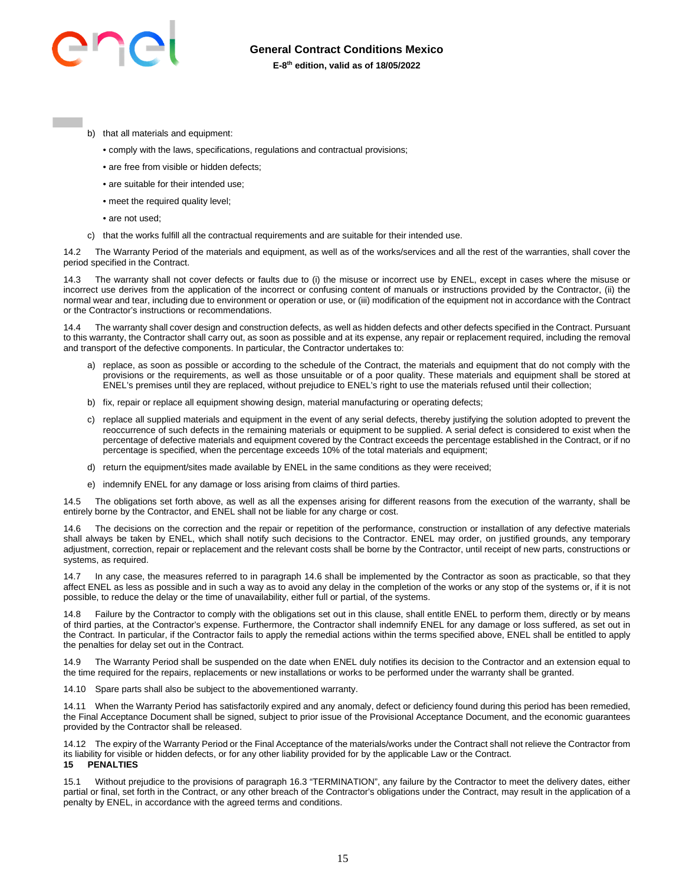b) that all materials and equipment:

  • comply with the laws, specifications, regulations and contractual provisions;

  • are free from visible or hidden defects;

  • are suitable for their intended use;

  • meet the required quality level;

  • are not used;

c) that the works fulfill all the contractual requirements and are suitable for their intended use.

14.2 The Warranty Period of the materials and equipment, as well as of the works/services and all the rest of the warranties, shall cover the period specified in the Contract.

14.3 The warranty shall not cover defects or faults due to (i) the misuse or incorrect use by ENEL, except in cases where the misuse or incorrect use derives from the application of the incorrect or confusing content of manuals or instructions provided by the Contractor, (ii) the normal wear and tear, including due to environment or operation or use, or (iii) modification of the equipment not in accordance with the Contract or the Contractor's instructions or recommendations.

14.4 The warranty shall cover design and construction defects, as well as hidden defects and other defects specified in the Contract. Pursuant to this warranty, the Contractor shall carry out, as soon as possible and at its expense, any repair or replacement required, including the removal and transport of the defective components. In particular, the Contractor undertakes to:

a) replace, as soon as possible or according to the schedule of the Contract, the materials and equipment that do not comply with the provisions or the requirements, as well as those unsuitable or of a poor quality. These materials and equipment shall be stored at ENEL's premises until they are replaced, without prejudice to ENEL's right to use the materials refused until their collection;

b) fix, repair or replace all equipment showing design, material manufacturing or operating defects;

c) replace all supplied materials and equipment in the event of any serial defects, thereby justifying the solution adopted to prevent the reoccurrence of such defects in the remaining materials or equipment to be supplied. A serial defect is considered to exist when the percentage of defective materials and equipment covered by the Contract exceeds the percentage established in the Contract, or if no percentage is specified, when the percentage exceeds 10% of the total materials and equipment;

d) return the equipment/sites made available by ENEL in the same conditions as they were received;

e) indemnify ENEL for any damage or loss arising from claims of third parties.

14.5 The obligations set forth above, as well as all the expenses arising for different reasons from the execution of the warranty, shall be entirely borne by the Contractor, and ENEL shall not be liable for any charge or cost.

14.6 The decisions on the correction and the repair or repetition of the performance, construction or installation of any defective materials shall always be taken by ENEL, which shall notify such decisions to the Contractor. ENEL may order, on justified grounds, any temporary adjustment, correction, repair or replacement and the relevant costs shall be borne by the Contractor, until receipt of new parts, constructions or systems, as required.

14.7 In any case, the measures referred to in paragraph 14.6 shall be implemented by the Contractor as soon as practicable, so that they affect ENEL as less as possible and in such a way as to avoid any delay in the completion of the works or any stop of the systems or, if it is not possible, to reduce the delay or the time of unavailability, either full or partial, of the systems.

14.8 Failure by the Contractor to comply with the obligations set out in this clause, shall entitle ENEL to perform them, directly or by means of third parties, at the Contractor's expense. Furthermore, the Contractor shall indemnify ENEL for any damage or loss suffered, as set out in the Contract. In particular, if the Contractor fails to apply the remedial actions within the terms specified above, ENEL shall be entitled to apply the penalties for delay set out in the Contract.

14.9 The Warranty Period shall be suspended on the date when ENEL duly notifies its decision to the Contractor and an extension equal to the time required for the repairs, replacements or new installations or works to be performed under the warranty shall be granted.

14.10 Spare parts shall also be subject to the abovementioned warranty.

14.11 When the Warranty Period has satisfactorily expired and any anomaly, defect or deficiency found during this period has been remedied, the Final Acceptance Document shall be signed, subject to prior issue of the Provisional Acceptance Document, and the economic guarantees provided by the Contractor shall be released.

14.12 The expiry of the Warranty Period or the Final Acceptance of the materials/works under the Contract shall not relieve the Contractor from its liability for visible or hidden defects, or for any other liability provided for by the applicable Law or the Contract.

## 15 PENALTIES

15.1 Without prejudice to the provisions of paragraph 16.3 "TERMINATION", any failure by the Contractor to meet the delivery dates, either partial or final, set forth in the Contract, or any other breach of the Contractor's obligations under the Contract, may result in the application of a penalty by ENEL, in accordance with the agreed terms and conditions.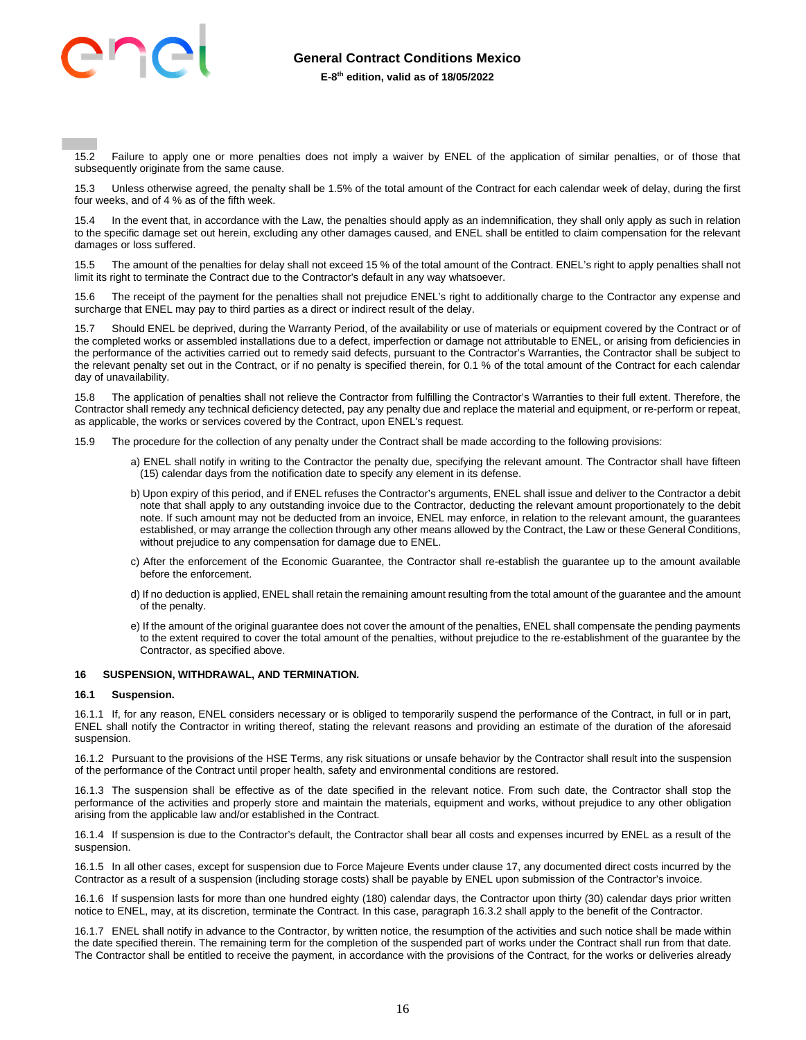15.2 Failure to apply one or more penalties does not imply a waiver by ENEL of the application of similar penalties, or of those that subsequently originate from the same cause.

15.3 Unless otherwise agreed, the penalty shall be 1.5% of the total amount of the Contract for each calendar week of delay, during the first four weeks, and of 4 % as of the fifth week.

15.4 In the event that, in accordance with the Law, the penalties should apply as an indemnification, they shall only apply as such in relation to the specific damage set out herein, excluding any other damages caused, and ENEL shall be entitled to claim compensation for the relevant damages or loss suffered.

15.5 The amount of the penalties for delay shall not exceed 15 % of the total amount of the Contract. ENEL's right to apply penalties shall not limit its right to terminate the Contract due to the Contractor's default in any way whatsoever.

15.6 The receipt of the payment for the penalties shall not prejudice ENEL's right to additionally charge to the Contractor any expense and surcharge that ENEL may pay to third parties as a direct or indirect result of the delay.

15.7 Should ENEL be deprived, during the Warranty Period, of the availability or use of materials or equipment covered by the Contract or of the completed works or assembled installations due to a defect, imperfection or damage not attributable to ENEL, or arising from deficiencies in the performance of the activities carried out to remedy said defects, pursuant to the Contractor's Warranties, the Contractor shall be subject to the relevant penalty set out in the Contract, or if no penalty is specified therein, for 0.1 % of the total amount of the Contract for each calendar day of unavailability.

15.8 The application of penalties shall not relieve the Contractor from fulfilling the Contractor's Warranties to their full extent. Therefore, the Contractor shall remedy any technical deficiency detected, pay any penalty due and replace the material and equipment, or re-perform or repeat, as applicable, the works or services covered by the Contract, upon ENEL's request.

15.9 The procedure for the collection of any penalty under the Contract shall be made according to the following provisions:

a) ENEL shall notify in writing to the Contractor the penalty due, specifying the relevant amount. The Contractor shall have fifteen (15) calendar days from the notification date to specify any element in its defense.

b) Upon expiry of this period, and if ENEL refuses the Contractor's arguments, ENEL shall issue and deliver to the Contractor a debit note that shall apply to any outstanding invoice due to the Contractor, deducting the relevant amount proportionately to the debit note. If such amount may not be deducted from an invoice, ENEL may enforce, in relation to the relevant amount, the guarantees established, or may arrange the collection through any other means allowed by the Contract, the Law or these General Conditions, without prejudice to any compensation for damage due to ENEL.

c) After the enforcement of the Economic Guarantee, the Contractor shall re-establish the guarantee up to the amount available before the enforcement.

d) If no deduction is applied, ENEL shall retain the remaining amount resulting from the total amount of the guarantee and the amount of the penalty.

e) If the amount of the original guarantee does not cover the amount of the penalties, ENEL shall compensate the pending payments to the extent required to cover the total amount of the penalties, without prejudice to the re-establishment of the guarantee by the Contractor, as specified above.

## 16 SUSPENSION, WITHDRAWAL, AND TERMINATION.

### 16.1 Suspension.

16.1.1 If, for any reason, ENEL considers necessary or is obliged to temporarily suspend the performance of the Contract, in full or in part, ENEL shall notify the Contractor in writing thereof, stating the relevant reasons and providing an estimate of the duration of the aforesaid suspension.

16.1.2 Pursuant to the provisions of the HSE Terms, any risk situations or unsafe behavior by the Contractor shall result into the suspension of the performance of the Contract until proper health, safety and environmental conditions are restored.

16.1.3 The suspension shall be effective as of the date specified in the relevant notice. From such date, the Contractor shall stop the performance of the activities and properly store and maintain the materials, equipment and works, without prejudice to any other obligation arising from the applicable law and/or established in the Contract.

16.1.4 If suspension is due to the Contractor's default, the Contractor shall bear all costs and expenses incurred by ENEL as a result of the suspension.

16.1.5 In all other cases, except for suspension due to Force Majeure Events under clause 17, any documented direct costs incurred by the Contractor as a result of a suspension (including storage costs) shall be payable by ENEL upon submission of the Contractor's invoice.

16.1.6 If suspension lasts for more than one hundred eighty (180) calendar days, the Contractor upon thirty (30) calendar days prior written notice to ENEL, may, at its discretion, terminate the Contract. In this case, paragraph 16.3.2 shall apply to the benefit of the Contractor.

16.1.7 ENEL shall notify in advance to the Contractor, by written notice, the resumption of the activities and such notice shall be made within the date specified therein. The remaining term for the completion of the suspended part of works under the Contract shall run from that date. The Contractor shall be entitled to receive the payment, in accordance with the provisions of the Contract, for the works or deliveries already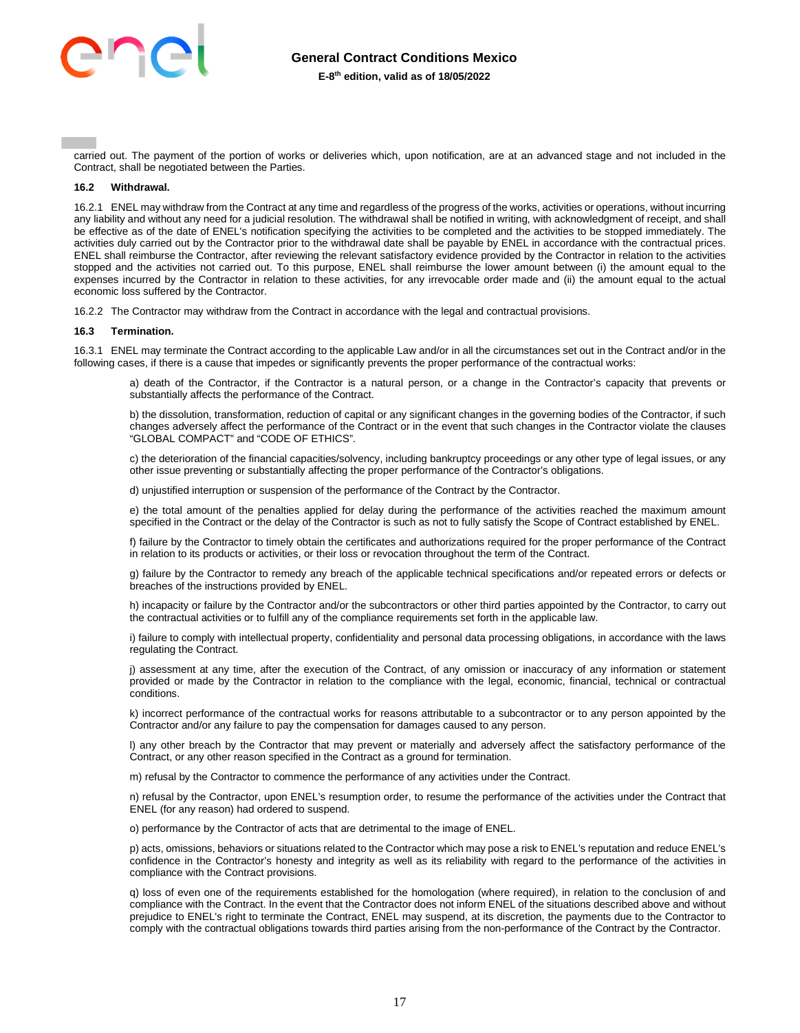carried out. The payment of the portion of works or deliveries which, upon notification, are at an advanced stage and not included in the Contract, shall be negotiated between the Parties.

**16.2 Withdrawal.**

16.2.1 ENEL may withdraw from the Contract at any time and regardless of the progress of the works, activities or operations, without incurring any liability and without any need for a judicial resolution. The withdrawal shall be notified in writing, with acknowledgment of receipt, and shall be effective as of the date of ENEL's notification specifying the activities to be completed and the activities to be stopped immediately. The activities duly carried out by the Contractor prior to the withdrawal date shall be payable by ENEL in accordance with the contractual prices. ENEL shall reimburse the Contractor, after reviewing the relevant satisfactory evidence provided by the Contractor in relation to the activities stopped and the activities not carried out. To this purpose, ENEL shall reimburse the lower amount between (i) the amount equal to the expenses incurred by the Contractor in relation to these activities, for any irrevocable order made and (ii) the amount equal to the actual economic loss suffered by the Contractor.

16.2.2 The Contractor may withdraw from the Contract in accordance with the legal and contractual provisions.

**16.3 Termination.**

16.3.1 ENEL may terminate the Contract according to the applicable Law and/or in all the circumstances set out in the Contract and/or in the following cases, if there is a cause that impedes or significantly prevents the proper performance of the contractual works:

a) death of the Contractor, if the Contractor is a natural person, or a change in the Contractor's capacity that prevents or substantially affects the performance of the Contract.

b) the dissolution, transformation, reduction of capital or any significant changes in the governing bodies of the Contractor, if such changes adversely affect the performance of the Contract or in the event that such changes in the Contractor violate the clauses "GLOBAL COMPACT" and "CODE OF ETHICS".

c) the deterioration of the financial capacities/solvency, including bankruptcy proceedings or any other type of legal issues, or any other issue preventing or substantially affecting the proper performance of the Contractor's obligations.

d) unjustified interruption or suspension of the performance of the Contract by the Contractor.

e) the total amount of the penalties applied for delay during the performance of the activities reached the maximum amount specified in the Contract or the delay of the Contractor is such as not to fully satisfy the Scope of Contract established by ENEL.

f) failure by the Contractor to timely obtain the certificates and authorizations required for the proper performance of the Contract in relation to its products or activities, or their loss or revocation throughout the term of the Contract.

g) failure by the Contractor to remedy any breach of the applicable technical specifications and/or repeated errors or defects or breaches of the instructions provided by ENEL.

h) incapacity or failure by the Contractor and/or the subcontractors or other third parties appointed by the Contractor, to carry out the contractual activities or to fulfill any of the compliance requirements set forth in the applicable law.

i) failure to comply with intellectual property, confidentiality and personal data processing obligations, in accordance with the laws regulating the Contract.

j) assessment at any time, after the execution of the Contract, of any omission or inaccuracy of any information or statement provided or made by the Contractor in relation to the compliance with the legal, economic, financial, technical or contractual conditions.

k) incorrect performance of the contractual works for reasons attributable to a subcontractor or to any person appointed by the Contractor and/or any failure to pay the compensation for damages caused to any person.

l) any other breach by the Contractor that may prevent or materially and adversely affect the satisfactory performance of the Contract, or any other reason specified in the Contract as a ground for termination.

m) refusal by the Contractor to commence the performance of any activities under the Contract.

n) refusal by the Contractor, upon ENEL's resumption order, to resume the performance of the activities under the Contract that ENEL (for any reason) had ordered to suspend.

o) performance by the Contractor of acts that are detrimental to the image of ENEL.

p) acts, omissions, behaviors or situations related to the Contractor which may pose a risk to ENEL's reputation and reduce ENEL's confidence in the Contractor's honesty and integrity as well as its reliability with regard to the performance of the activities in compliance with the Contract provisions.

q) loss of even one of the requirements established for the homologation (where required), in relation to the conclusion of and compliance with the Contract. In the event that the Contractor does not inform ENEL of the situations described above and without prejudice to ENEL's right to terminate the Contract, ENEL may suspend, at its discretion, the payments due to the Contractor to comply with the contractual obligations towards third parties arising from the non-performance of the Contract by the Contractor.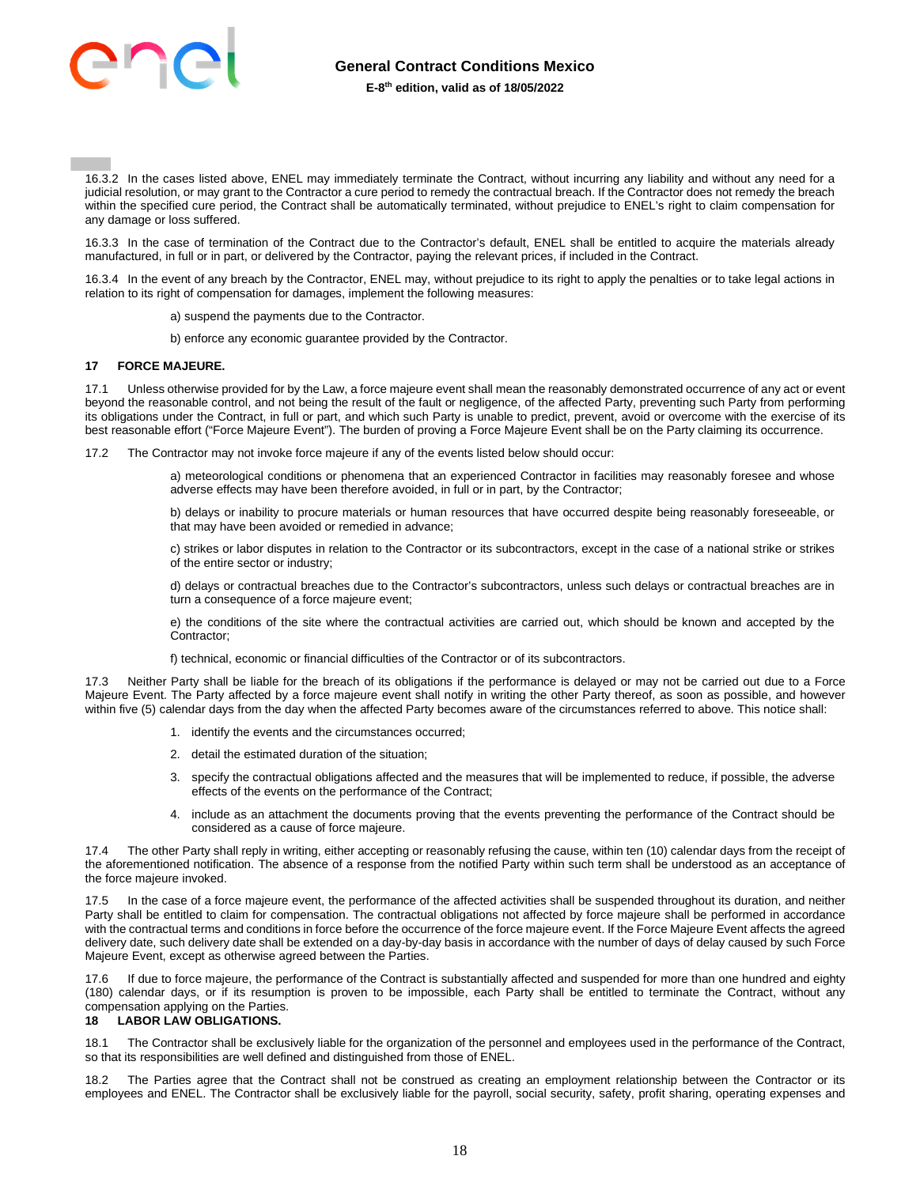16.3.2 In the cases listed above, ENEL may immediately terminate the Contract, without incurring any liability and without any need for a judicial resolution, or may grant to the Contractor a cure period to remedy the contractual breach. If the Contractor does not remedy the breach within the specified cure period, the Contract shall be automatically terminated, without prejudice to ENEL's right to claim compensation for any damage or loss suffered.

16.3.3 In the case of termination of the Contract due to the Contractor's default, ENEL shall be entitled to acquire the materials already manufactured, in full or in part, or delivered by the Contractor, paying the relevant prices, if included in the Contract.

16.3.4 In the event of any breach by the Contractor, ENEL may, without prejudice to its right to apply the penalties or to take legal actions in relation to its right of compensation for damages, implement the following measures:

a) suspend the payments due to the Contractor.

b) enforce any economic guarantee provided by the Contractor.

## 17 FORCE MAJEURE.

17.1 Unless otherwise provided for by the Law, a force majeure event shall mean the reasonably demonstrated occurrence of any act or event beyond the reasonable control, and not being the result of the fault or negligence, of the affected Party, preventing such Party from performing its obligations under the Contract, in full or part, and which such Party is unable to predict, prevent, avoid or overcome with the exercise of its best reasonable effort ("Force Majeure Event"). The burden of proving a Force Majeure Event shall be on the Party claiming its occurrence.

17.2 The Contractor may not invoke force majeure if any of the events listed below should occur:

a) meteorological conditions or phenomena that an experienced Contractor in facilities may reasonably foresee and whose adverse effects may have been therefore avoided, in full or in part, by the Contractor;

b) delays or inability to procure materials or human resources that have occurred despite being reasonably foreseeable, or that may have been avoided or remedied in advance;

c) strikes or labor disputes in relation to the Contractor or its subcontractors, except in the case of a national strike or strikes of the entire sector or industry;

d) delays or contractual breaches due to the Contractor's subcontractors, unless such delays or contractual breaches are in turn a consequence of a force majeure event;

e) the conditions of the site where the contractual activities are carried out, which should be known and accepted by the Contractor;

f) technical, economic or financial difficulties of the Contractor or of its subcontractors.

17.3 Neither Party shall be liable for the breach of its obligations if the performance is delayed or may not be carried out due to a Force Majeure Event. The Party affected by a force majeure event shall notify in writing the other Party thereof, as soon as possible, and however within five (5) calendar days from the day when the affected Party becomes aware of the circumstances referred to above. This notice shall:

1. identify the events and the circumstances occurred;
2. detail the estimated duration of the situation;
3. specify the contractual obligations affected and the measures that will be implemented to reduce, if possible, the adverse effects of the events on the performance of the Contract;
4. include as an attachment the documents proving that the events preventing the performance of the Contract should be considered as a cause of force majeure.

17.4 The other Party shall reply in writing, either accepting or reasonably refusing the cause, within ten (10) calendar days from the receipt of the aforementioned notification. The absence of a response from the notified Party within such term shall be understood as an acceptance of the force majeure invoked.

17.5 In the case of a force majeure event, the performance of the affected activities shall be suspended throughout its duration, and neither Party shall be entitled to claim for compensation. The contractual obligations not affected by force majeure shall be performed in accordance with the contractual terms and conditions in force before the occurrence of the force majeure event. If the Force Majeure Event affects the agreed delivery date, such delivery date shall be extended on a day-by-day basis in accordance with the number of days of delay caused by such Force Majeure Event, except as otherwise agreed between the Parties.

17.6 If due to force majeure, the performance of the Contract is substantially affected and suspended for more than one hundred and eighty (180) calendar days, or if its resumption is proven to be impossible, each Party shall be entitled to terminate the Contract, without any compensation applying on the Parties.

## 18 LABOR LAW OBLIGATIONS.

18.1 The Contractor shall be exclusively liable for the organization of the personnel and employees used in the performance of the Contract, so that its responsibilities are well defined and distinguished from those of ENEL.

18.2 The Parties agree that the Contract shall not be construed as creating an employment relationship between the Contractor or its employees and ENEL. The Contractor shall be exclusively liable for the payroll, social security, safety, profit sharing, operating expenses and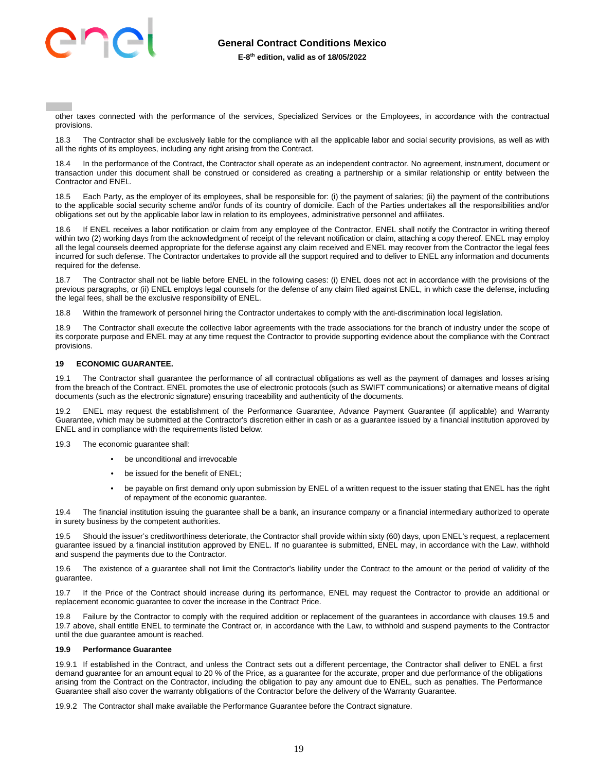other taxes connected with the performance of the services, Specialized Services or the Employees, in accordance with the contractual provisions.

18.3 The Contractor shall be exclusively liable for the compliance with all the applicable labor and social security provisions, as well as with all the rights of its employees, including any right arising from the Contract.

18.4 In the performance of the Contract, the Contractor shall operate as an independent contractor. No agreement, instrument, document or transaction under this document shall be construed or considered as creating a partnership or a similar relationship or entity between the Contractor and ENEL.

18.5 Each Party, as the employer of its employees, shall be responsible for: (i) the payment of salaries; (ii) the payment of the contributions to the applicable social security scheme and/or funds of its country of domicile. Each of the Parties undertakes all the responsibilities and/or obligations set out by the applicable labor law in relation to its employees, administrative personnel and affiliates.

18.6 If ENEL receives a labor notification or claim from any employee of the Contractor, ENEL shall notify the Contractor in writing thereof within two (2) working days from the acknowledgment of receipt of the relevant notification or claim, attaching a copy thereof. ENEL may employ all the legal counsels deemed appropriate for the defense against any claim received and ENEL may recover from the Contractor the legal fees incurred for such defense. The Contractor undertakes to provide all the support required and to deliver to ENEL any information and documents required for the defense.

18.7 The Contractor shall not be liable before ENEL in the following cases: (i) ENEL does not act in accordance with the provisions of the previous paragraphs, or (ii) ENEL employs legal counsels for the defense of any claim filed against ENEL, in which case the defense, including the legal fees, shall be the exclusive responsibility of ENEL.

18.8 Within the framework of personnel hiring the Contractor undertakes to comply with the anti-discrimination local legislation.

18.9 The Contractor shall execute the collective labor agreements with the trade associations for the branch of industry under the scope of its corporate purpose and ENEL may at any time request the Contractor to provide supporting evidence about the compliance with the Contract provisions.

## 19 ECONOMIC GUARANTEE.

19.1 The Contractor shall guarantee the performance of all contractual obligations as well as the payment of damages and losses arising from the breach of the Contract. ENEL promotes the use of electronic protocols (such as SWIFT communications) or alternative means of digital documents (such as the electronic signature) ensuring traceability and authenticity of the documents.

19.2 ENEL may request the establishment of the Performance Guarantee, Advance Payment Guarantee (if applicable) and Warranty Guarantee, which may be submitted at the Contractor's discretion either in cash or as a guarantee issued by a financial institution approved by ENEL and in compliance with the requirements listed below.

19.3 The economic guarantee shall:

- be unconditional and irrevocable
- be issued for the benefit of ENEL;
- be payable on first demand only upon submission by ENEL of a written request to the issuer stating that ENEL has the right of repayment of the economic guarantee.

19.4 The financial institution issuing the guarantee shall be a bank, an insurance company or a financial intermediary authorized to operate in surety business by the competent authorities.

19.5 Should the issuer's creditworthiness deteriorate, the Contractor shall provide within sixty (60) days, upon ENEL's request, a replacement guarantee issued by a financial institution approved by ENEL. If no guarantee is submitted, ENEL may, in accordance with the Law, withhold and suspend the payments due to the Contractor.

19.6 The existence of a guarantee shall not limit the Contractor's liability under the Contract to the amount or the period of validity of the guarantee.

19.7 If the Price of the Contract should increase during its performance, ENEL may request the Contractor to provide an additional or replacement economic guarantee to cover the increase in the Contract Price.

19.8 Failure by the Contractor to comply with the required addition or replacement of the guarantees in accordance with clauses 19.5 and 19.7 above, shall entitle ENEL to terminate the Contract or, in accordance with the Law, to withhold and suspend payments to the Contractor until the due guarantee amount is reached.

### 19.9 Performance Guarantee

19.9.1 If established in the Contract, and unless the Contract sets out a different percentage, the Contractor shall deliver to ENEL a first demand guarantee for an amount equal to 20 % of the Price, as a guarantee for the accurate, proper and due performance of the obligations arising from the Contract on the Contractor, including the obligation to pay any amount due to ENEL, such as penalties. The Performance Guarantee shall also cover the warranty obligations of the Contractor before the delivery of the Warranty Guarantee.

19.9.2 The Contractor shall make available the Performance Guarantee before the Contract signature.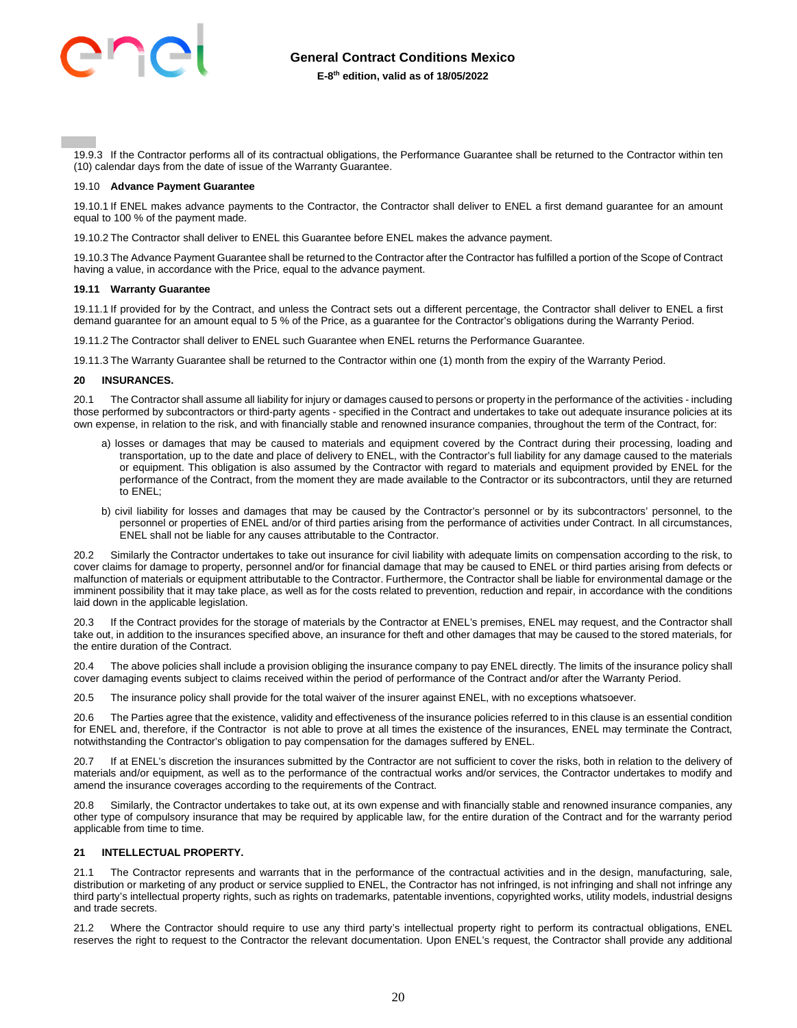19.9.3 If the Contractor performs all of its contractual obligations, the Performance Guarantee shall be returned to the Contractor within ten (10) calendar days from the date of issue of the Warranty Guarantee.

### 19.10 Advance Payment Guarantee

19.10.1 If ENEL makes advance payments to the Contractor, the Contractor shall deliver to ENEL a first demand guarantee for an amount equal to 100 % of the payment made.

19.10.2 The Contractor shall deliver to ENEL this Guarantee before ENEL makes the advance payment.

19.10.3 The Advance Payment Guarantee shall be returned to the Contractor after the Contractor has fulfilled a portion of the Scope of Contract having a value, in accordance with the Price, equal to the advance payment.

### 19.11 Warranty Guarantee

19.11.1 If provided for by the Contract, and unless the Contract sets out a different percentage, the Contractor shall deliver to ENEL a first demand guarantee for an amount equal to 5 % of the Price, as a guarantee for the Contractor's obligations during the Warranty Period.

19.11.2 The Contractor shall deliver to ENEL such Guarantee when ENEL returns the Performance Guarantee.

19.11.3 The Warranty Guarantee shall be returned to the Contractor within one (1) month from the expiry of the Warranty Period.

## 20 INSURANCES.

20.1 The Contractor shall assume all liability for injury or damages caused to persons or property in the performance of the activities - including those performed by subcontractors or third-party agents - specified in the Contract and undertakes to take out adequate insurance policies at its own expense, in relation to the risk, and with financially stable and renowned insurance companies, throughout the term of the Contract, for:

a) losses or damages that may be caused to materials and equipment covered by the Contract during their processing, loading and transportation, up to the date and place of delivery to ENEL, with the Contractor's full liability for any damage caused to the materials or equipment. This obligation is also assumed by the Contractor with regard to materials and equipment provided by ENEL for the performance of the Contract, from the moment they are made available to the Contractor or its subcontractors, until they are returned to ENEL;

b) civil liability for losses and damages that may be caused by the Contractor's personnel or by its subcontractors' personnel, to the personnel or properties of ENEL and/or of third parties arising from the performance of activities under Contract. In all circumstances, ENEL shall not be liable for any causes attributable to the Contractor.

20.2 Similarly the Contractor undertakes to take out insurance for civil liability with adequate limits on compensation according to the risk, to cover claims for damage to property, personnel and/or for financial damage that may be caused to ENEL or third parties arising from defects or malfunction of materials or equipment attributable to the Contractor. Furthermore, the Contractor shall be liable for environmental damage or the imminent possibility that it may take place, as well as for the costs related to prevention, reduction and repair, in accordance with the conditions laid down in the applicable legislation.

20.3 If the Contract provides for the storage of materials by the Contractor at ENEL's premises, ENEL may request, and the Contractor shall take out, in addition to the insurances specified above, an insurance for theft and other damages that may be caused to the stored materials, for the entire duration of the Contract.

20.4 The above policies shall include a provision obliging the insurance company to pay ENEL directly. The limits of the insurance policy shall cover damaging events subject to claims received within the period of performance of the Contract and/or after the Warranty Period.

20.5 The insurance policy shall provide for the total waiver of the insurer against ENEL, with no exceptions whatsoever.

20.6 The Parties agree that the existence, validity and effectiveness of the insurance policies referred to in this clause is an essential condition for ENEL and, therefore, if the Contractor is not able to prove at all times the existence of the insurances, ENEL may terminate the Contract, notwithstanding the Contractor's obligation to pay compensation for the damages suffered by ENEL.

20.7 If at ENEL's discretion the insurances submitted by the Contractor are not sufficient to cover the risks, both in relation to the delivery of materials and/or equipment, as well as to the performance of the contractual works and/or services, the Contractor undertakes to modify and amend the insurance coverages according to the requirements of the Contract.

20.8 Similarly, the Contractor undertakes to take out, at its own expense and with financially stable and renowned insurance companies, any other type of compulsory insurance that may be required by applicable law, for the entire duration of the Contract and for the warranty period applicable from time to time.

## 21 INTELLECTUAL PROPERTY.

21.1 The Contractor represents and warrants that in the performance of the contractual activities and in the design, manufacturing, sale, distribution or marketing of any product or service supplied to ENEL, the Contractor has not infringed, is not infringing and shall not infringe any third party's intellectual property rights, such as rights on trademarks, patentable inventions, copyrighted works, utility models, industrial designs and trade secrets.

21.2 Where the Contractor should require to use any third party's intellectual property right to perform its contractual obligations, ENEL reserves the right to request to the Contractor the relevant documentation. Upon ENEL's request, the Contractor shall provide any additional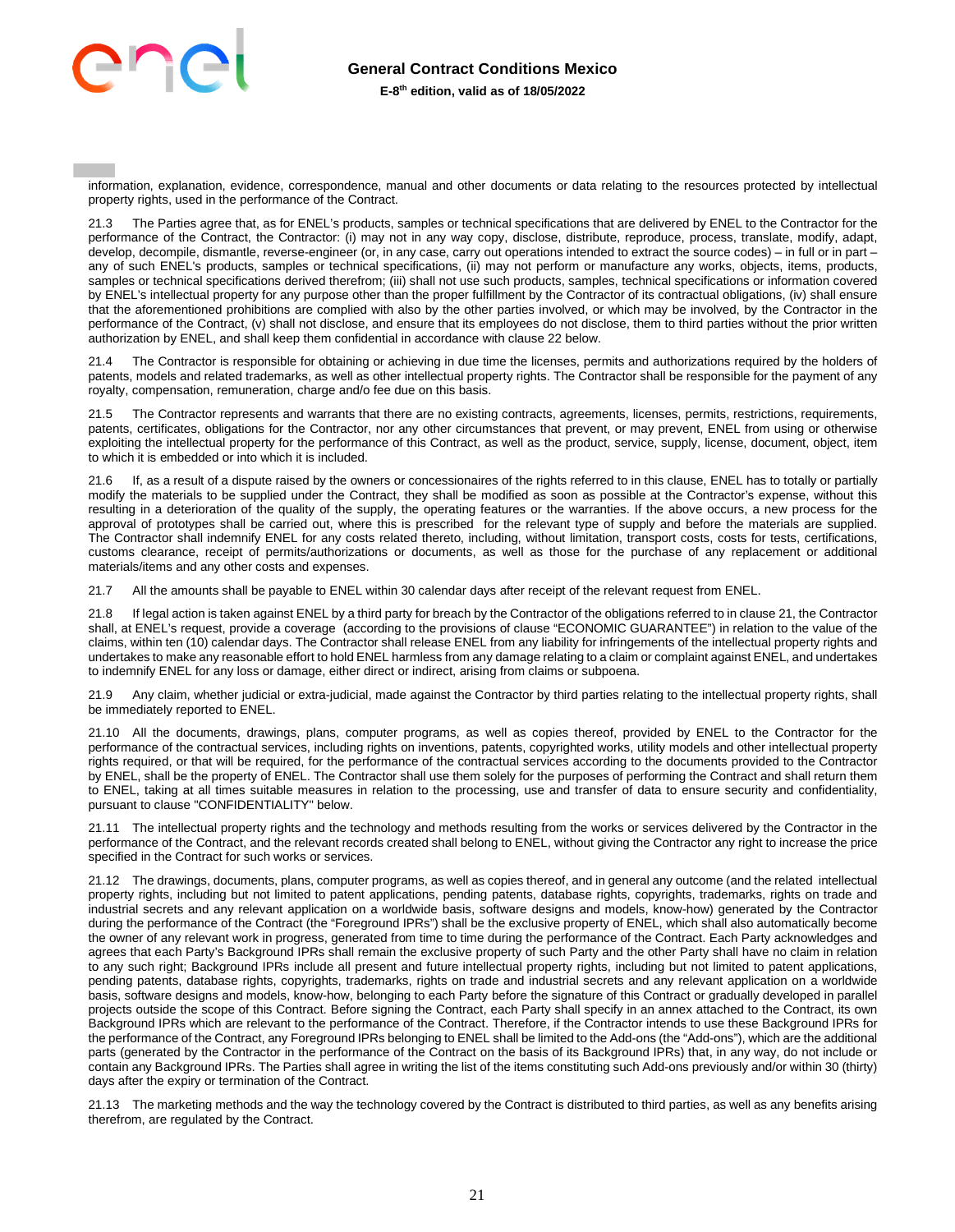information, explanation, evidence, correspondence, manual and other documents or data relating to the resources protected by intellectual property rights, used in the performance of the Contract.

21.3 The Parties agree that, as for ENEL's products, samples or technical specifications that are delivered by ENEL to the Contractor for the performance of the Contract, the Contractor: (i) may not in any way copy, disclose, distribute, reproduce, process, translate, modify, adapt, develop, decompile, dismantle, reverse-engineer (or, in any case, carry out operations intended to extract the source codes) – in full or in part – any of such ENEL's products, samples or technical specifications, (ii) may not perform or manufacture any works, objects, items, products, samples or technical specifications derived therefrom; (iii) shall not use such products, samples, technical specifications or information covered by ENEL's intellectual property for any purpose other than the proper fulfillment by the Contractor of its contractual obligations, (iv) shall ensure that the aforementioned prohibitions are complied with also by the other parties involved, or which may be involved, by the Contractor in the performance of the Contract, (v) shall not disclose, and ensure that its employees do not disclose, them to third parties without the prior written authorization by ENEL, and shall keep them confidential in accordance with clause 22 below.

21.4 The Contractor is responsible for obtaining or achieving in due time the licenses, permits and authorizations required by the holders of patents, models and related trademarks, as well as other intellectual property rights. The Contractor shall be responsible for the payment of any royalty, compensation, remuneration, charge and/o fee due on this basis.

21.5 The Contractor represents and warrants that there are no existing contracts, agreements, licenses, permits, restrictions, requirements, patents, certificates, obligations for the Contractor, nor any other circumstances that prevent, or may prevent, ENEL from using or otherwise exploiting the intellectual property for the performance of this Contract, as well as the product, service, supply, license, document, object, item to which it is embedded or into which it is included.

21.6 If, as a result of a dispute raised by the owners or concessionaires of the rights referred to in this clause, ENEL has to totally or partially modify the materials to be supplied under the Contract, they shall be modified as soon as possible at the Contractor's expense, without this resulting in a deterioration of the quality of the supply, the operating features or the warranties. If the above occurs, a new process for the approval of prototypes shall be carried out, where this is prescribed for the relevant type of supply and before the materials are supplied. The Contractor shall indemnify ENEL for any costs related thereto, including, without limitation, transport costs, costs for tests, certifications, customs clearance, receipt of permits/authorizations or documents, as well as those for the purchase of any replacement or additional materials/items and any other costs and expenses.

21.7 All the amounts shall be payable to ENEL within 30 calendar days after receipt of the relevant request from ENEL.

21.8 If legal action is taken against ENEL by a third party for breach by the Contractor of the obligations referred to in clause 21, the Contractor shall, at ENEL's request, provide a coverage (according to the provisions of clause "ECONOMIC GUARANTEE") in relation to the value of the claims, within ten (10) calendar days. The Contractor shall release ENEL from any liability for infringements of the intellectual property rights and undertakes to make any reasonable effort to hold ENEL harmless from any damage relating to a claim or complaint against ENEL, and undertakes to indemnify ENEL for any loss or damage, either direct or indirect, arising from claims or subpoena.

21.9 Any claim, whether judicial or extra-judicial, made against the Contractor by third parties relating to the intellectual property rights, shall be immediately reported to ENEL.

21.10 All the documents, drawings, plans, computer programs, as well as copies thereof, provided by ENEL to the Contractor for the performance of the contractual services, including rights on inventions, patents, copyrighted works, utility models and other intellectual property rights required, or that will be required, for the performance of the contractual services according to the documents provided to the Contractor by ENEL, shall be the property of ENEL. The Contractor shall use them solely for the purposes of performing the Contract and shall return them to ENEL, taking at all times suitable measures in relation to the processing, use and transfer of data to ensure security and confidentiality, pursuant to clause "CONFIDENTIALITY" below.

21.11 The intellectual property rights and the technology and methods resulting from the works or services delivered by the Contractor in the performance of the Contract, and the relevant records created shall belong to ENEL, without giving the Contractor any right to increase the price specified in the Contract for such works or services.

21.12 The drawings, documents, plans, computer programs, as well as copies thereof, and in general any outcome (and the related intellectual property rights, including but not limited to patent applications, pending patents, database rights, copyrights, trademarks, rights on trade and industrial secrets and any relevant application on a worldwide basis, software designs and models, know-how) generated by the Contractor during the performance of the Contract (the "Foreground IPRs") shall be the exclusive property of ENEL, which shall also automatically become the owner of any relevant work in progress, generated from time to time during the performance of the Contract. Each Party acknowledges and agrees that each Party's Background IPRs shall remain the exclusive property of such Party and the other Party shall have no claim in relation to any such right; Background IPRs include all present and future intellectual property rights, including but not limited to patent applications, pending patents, database rights, copyrights, trademarks, rights on trade and industrial secrets and any relevant application on a worldwide basis, software designs and models, know-how, belonging to each Party before the signature of this Contract or gradually developed in parallel projects outside the scope of this Contract. Before signing the Contract, each Party shall specify in an annex attached to the Contract, its own Background IPRs which are relevant to the performance of the Contract. Therefore, if the Contractor intends to use these Background IPRs for the performance of the Contract, any Foreground IPRs belonging to ENEL shall be limited to the Add-ons (the "Add-ons"), which are the additional parts (generated by the Contractor in the performance of the Contract on the basis of its Background IPRs) that, in any way, do not include or contain any Background IPRs. The Parties shall agree in writing the list of the items constituting such Add-ons previously and/or within 30 (thirty) days after the expiry or termination of the Contract.

21.13 The marketing methods and the way the technology covered by the Contract is distributed to third parties, as well as any benefits arising therefrom, are regulated by the Contract.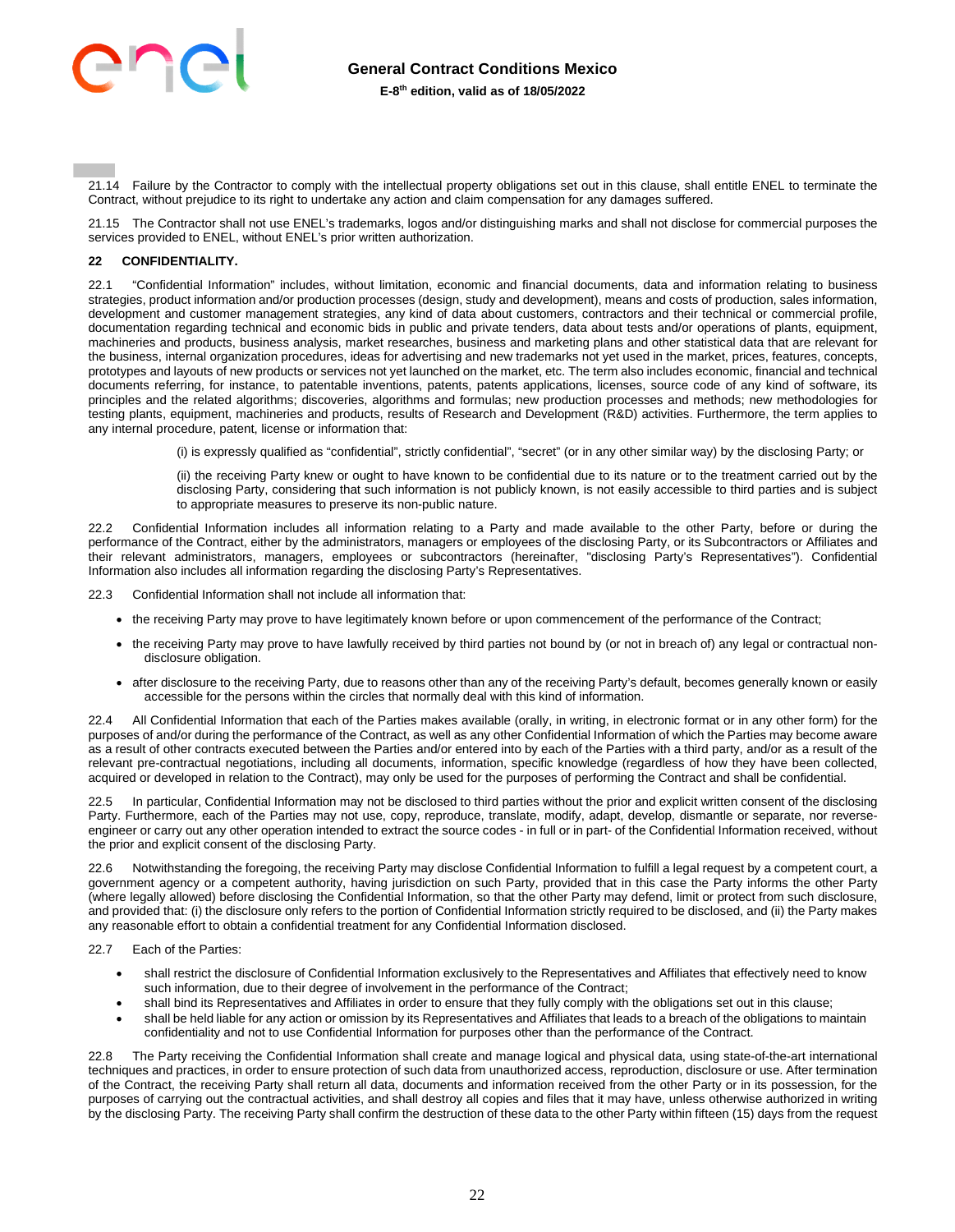21.14 Failure by the Contractor to comply with the intellectual property obligations set out in this clause, shall entitle ENEL to terminate the Contract, without prejudice to its right to undertake any action and claim compensation for any damages suffered.

21.15 The Contractor shall not use ENEL's trademarks, logos and/or distinguishing marks and shall not disclose for commercial purposes the services provided to ENEL, without ENEL's prior written authorization.

## 22 CONFIDENTIALITY.

22.1 "Confidential Information" includes, without limitation, economic and financial documents, data and information relating to business strategies, product information and/or production processes (design, study and development), means and costs of production, sales information, development and customer management strategies, any kind of data about customers, contractors and their technical or commercial profile, documentation regarding technical and economic bids in public and private tenders, data about tests and/or operations of plants, equipment, machineries and products, business analysis, market researches, business and marketing plans and other statistical data that are relevant for the business, internal organization procedures, ideas for advertising and new trademarks not yet used in the market, prices, features, concepts, prototypes and layouts of new products or services not yet launched on the market, etc. The term also includes economic, financial and technical documents referring, for instance, to patentable inventions, patents, patents applications, licenses, source code of any kind of software, its principles and the related algorithms; discoveries, algorithms and formulas; new production processes and methods; new methodologies for testing plants, equipment, machineries and products, results of Research and Development (R&D) activities. Furthermore, the term applies to any internal procedure, patent, license or information that:

> (i) is expressly qualified as "confidential", strictly confidential", "secret" (or in any other similar way) by the disclosing Party; or
>
> (ii) the receiving Party knew or ought to have known to be confidential due to its nature or to the treatment carried out by the disclosing Party, considering that such information is not publicly known, is not easily accessible to third parties and is subject to appropriate measures to preserve its non-public nature.

22.2 Confidential Information includes all information relating to a Party and made available to the other Party, before or during the performance of the Contract, either by the administrators, managers or employees of the disclosing Party, or its Subcontractors or Affiliates and their relevant administrators, managers, employees or subcontractors (hereinafter, "disclosing Party's Representatives"). Confidential Information also includes all information regarding the disclosing Party's Representatives.

22.3 Confidential Information shall not include all information that:

- the receiving Party may prove to have legitimately known before or upon commencement of the performance of the Contract;
- the receiving Party may prove to have lawfully received by third parties not bound by (or not in breach of) any legal or contractual non-disclosure obligation.
- after disclosure to the receiving Party, due to reasons other than any of the receiving Party's default, becomes generally known or easily accessible for the persons within the circles that normally deal with this kind of information.

22.4 All Confidential Information that each of the Parties makes available (orally, in writing, in electronic format or in any other form) for the purposes of and/or during the performance of the Contract, as well as any other Confidential Information of which the Parties may become aware as a result of other contracts executed between the Parties and/or entered into by each of the Parties with a third party, and/or as a result of the relevant pre-contractual negotiations, including all documents, information, specific knowledge (regardless of how they have been collected, acquired or developed in relation to the Contract), may only be used for the purposes of performing the Contract and shall be confidential.

22.5 In particular, Confidential Information may not be disclosed to third parties without the prior and explicit written consent of the disclosing Party. Furthermore, each of the Parties may not use, copy, reproduce, translate, modify, adapt, develop, dismantle or separate, nor reverse-engineer or carry out any other operation intended to extract the source codes - in full or in part- of the Confidential Information received, without the prior and explicit consent of the disclosing Party.

22.6 Notwithstanding the foregoing, the receiving Party may disclose Confidential Information to fulfill a legal request by a competent court, a government agency or a competent authority, having jurisdiction on such Party, provided that in this case the Party informs the other Party (where legally allowed) before disclosing the Confidential Information, so that the other Party may defend, limit or protect from such disclosure, and provided that: (i) the disclosure only refers to the portion of Confidential Information strictly required to be disclosed, and (ii) the Party makes any reasonable effort to obtain a confidential treatment for any Confidential Information disclosed.

22.7 Each of the Parties:

- shall restrict the disclosure of Confidential Information exclusively to the Representatives and Affiliates that effectively need to know such information, due to their degree of involvement in the performance of the Contract;
- shall bind its Representatives and Affiliates in order to ensure that they fully comply with the obligations set out in this clause;
- shall be held liable for any action or omission by its Representatives and Affiliates that leads to a breach of the obligations to maintain confidentiality and not to use Confidential Information for purposes other than the performance of the Contract.

22.8 The Party receiving the Confidential Information shall create and manage logical and physical data, using state-of-the-art international techniques and practices, in order to ensure protection of such data from unauthorized access, reproduction, disclosure or use. After termination of the Contract, the receiving Party shall return all data, documents and information received from the other Party or in its possession, for the purposes of carrying out the contractual activities, and shall destroy all copies and files that it may have, unless otherwise authorized in writing by the disclosing Party. The receiving Party shall confirm the destruction of these data to the other Party within fifteen (15) days from the request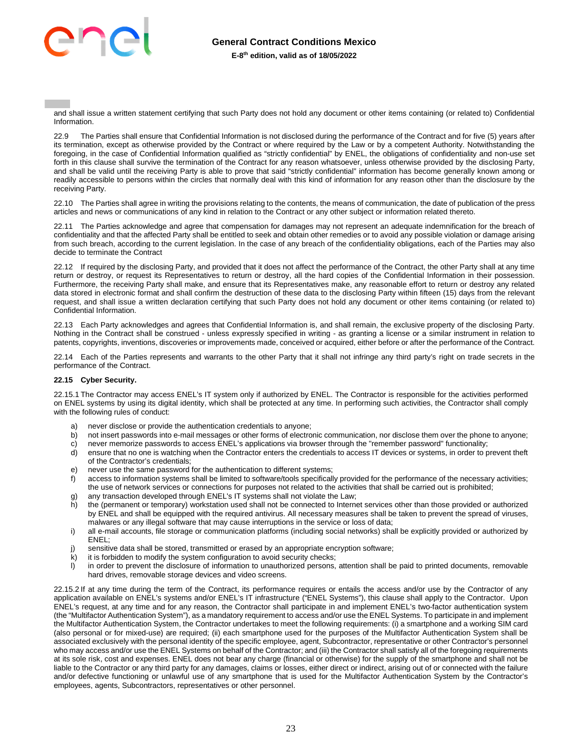and shall issue a written statement certifying that such Party does not hold any document or other items containing (or related to) Confidential Information.

22.9 The Parties shall ensure that Confidential Information is not disclosed during the performance of the Contract and for five (5) years after its termination, except as otherwise provided by the Contract or where required by the Law or by a competent Authority. Notwithstanding the foregoing, in the case of Confidential Information qualified as "strictly confidential" by ENEL, the obligations of confidentiality and non-use set forth in this clause shall survive the termination of the Contract for any reason whatsoever, unless otherwise provided by the disclosing Party, and shall be valid until the receiving Party is able to prove that said "strictly confidential" information has become generally known among or readily accessible to persons within the circles that normally deal with this kind of information for any reason other than the disclosure by the receiving Party.

22.10 The Parties shall agree in writing the provisions relating to the contents, the means of communication, the date of publication of the press articles and news or communications of any kind in relation to the Contract or any other subject or information related thereto.

22.11 The Parties acknowledge and agree that compensation for damages may not represent an adequate indemnification for the breach of confidentiality and that the affected Party shall be entitled to seek and obtain other remedies or to avoid any possible violation or damage arising from such breach, according to the current legislation. In the case of any breach of the confidentiality obligations, each of the Parties may also decide to terminate the Contract

22.12 If required by the disclosing Party, and provided that it does not affect the performance of the Contract, the other Party shall at any time return or destroy, or request its Representatives to return or destroy, all the hard copies of the Confidential Information in their possession. Furthermore, the receiving Party shall make, and ensure that its Representatives make, any reasonable effort to return or destroy any related data stored in electronic format and shall confirm the destruction of these data to the disclosing Party within fifteen (15) days from the relevant request, and shall issue a written declaration certifying that such Party does not hold any document or other items containing (or related to) Confidential Information.

22.13 Each Party acknowledges and agrees that Confidential Information is, and shall remain, the exclusive property of the disclosing Party. Nothing in the Contract shall be construed - unless expressly specified in writing - as granting a license or a similar instrument in relation to patents, copyrights, inventions, discoveries or improvements made, conceived or acquired, either before or after the performance of the Contract.

22.14 Each of the Parties represents and warrants to the other Party that it shall not infringe any third party's right on trade secrets in the performance of the Contract.

**22.15 Cyber Security.**

22.15.1 The Contractor may access ENEL's IT system only if authorized by ENEL. The Contractor is responsible for the activities performed on ENEL systems by using its digital identity, which shall be protected at any time. In performing such activities, the Contractor shall comply with the following rules of conduct:

a) never disclose or provide the authentication credentials to anyone;
b) not insert passwords into e-mail messages or other forms of electronic communication, nor disclose them over the phone to anyone;
c) never memorize passwords to access ENEL's applications via browser through the "remember password" functionality;
d) ensure that no one is watching when the Contractor enters the credentials to access IT devices or systems, in order to prevent theft of the Contractor's credentials;
e) never use the same password for the authentication to different systems;
f) access to information systems shall be limited to software/tools specifically provided for the performance of the necessary activities; the use of network services or connections for purposes not related to the activities that shall be carried out is prohibited;
g) any transaction developed through ENEL's IT systems shall not violate the Law;
h) the (permanent or temporary) workstation used shall not be connected to Internet services other than those provided or authorized by ENEL and shall be equipped with the required antivirus. All necessary measures shall be taken to prevent the spread of viruses, malwares or any illegal software that may cause interruptions in the service or loss of data;
i) all e-mail accounts, file storage or communication platforms (including social networks) shall be explicitly provided or authorized by ENEL;
j) sensitive data shall be stored, transmitted or erased by an appropriate encryption software;
k) it is forbidden to modify the system configuration to avoid security checks;
l) in order to prevent the disclosure of information to unauthorized persons, attention shall be paid to printed documents, removable hard drives, removable storage devices and video screens.

22.15.2 If at any time during the term of the Contract, its performance requires or entails the access and/or use by the Contractor of any application available on ENEL's systems and/or ENEL's IT infrastructure ("ENEL Systems"), this clause shall apply to the Contractor. Upon ENEL's request, at any time and for any reason, the Contractor shall participate in and implement ENEL's two-factor authentication system (the "Multifactor Authentication System"), as a mandatory requirement to access and/or use the ENEL Systems. To participate in and implement the Multifactor Authentication System, the Contractor undertakes to meet the following requirements: (i) a smartphone and a working SIM card (also personal or for mixed-use) are required; (ii) each smartphone used for the purposes of the Multifactor Authentication System shall be associated exclusively with the personal identity of the specific employee, agent, Subcontractor, representative or other Contractor's personnel who may access and/or use the ENEL Systems on behalf of the Contractor; and (iii) the Contractor shall satisfy all of the foregoing requirements at its sole risk, cost and expenses. ENEL does not bear any charge (financial or otherwise) for the supply of the smartphone and shall not be liable to the Contractor or any third party for any damages, claims or losses, either direct or indirect, arising out of or connected with the failure and/or defective functioning or unlawful use of any smartphone that is used for the Multifactor Authentication System by the Contractor's employees, agents, Subcontractors, representatives or other personnel.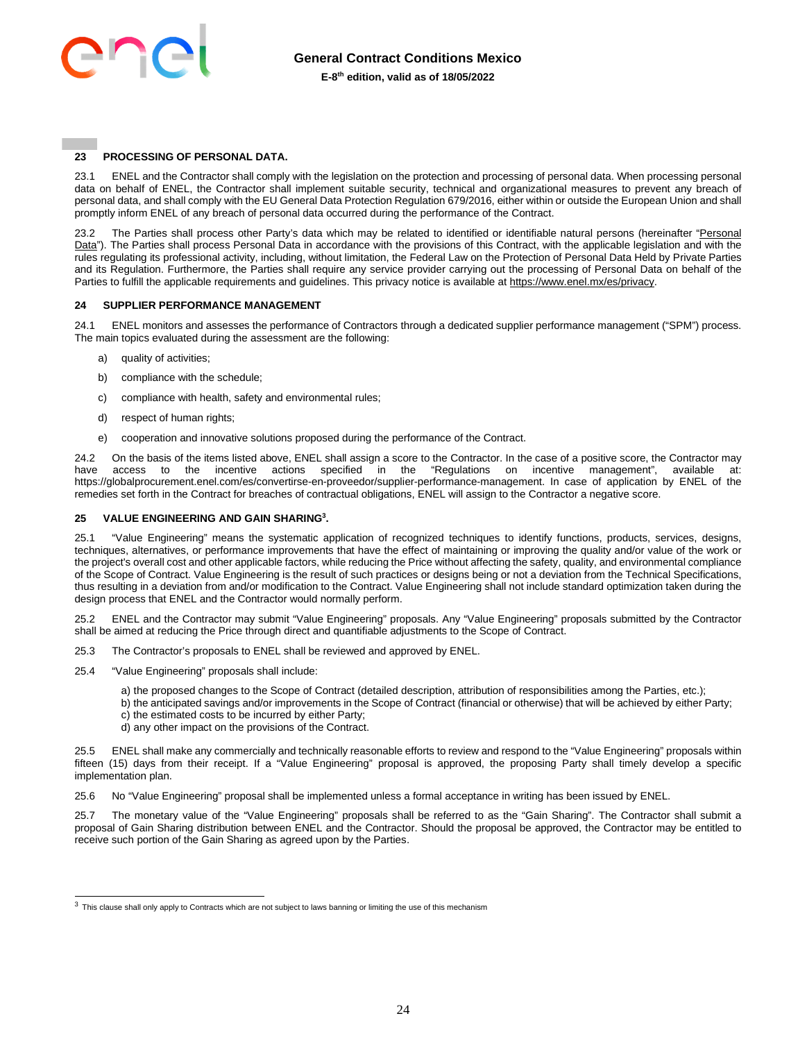## 23 PROCESSING OF PERSONAL DATA.

23.1 ENEL and the Contractor shall comply with the legislation on the protection and processing of personal data. When processing personal data on behalf of ENEL, the Contractor shall implement suitable security, technical and organizational measures to prevent any breach of personal data, and shall comply with the EU General Data Protection Regulation 679/2016, either within or outside the European Union and shall promptly inform ENEL of any breach of personal data occurred during the performance of the Contract.

23.2 The Parties shall process other Party's data which may be related to identified or identifiable natural persons (hereinafter "Personal Data"). The Parties shall process Personal Data in accordance with the provisions of this Contract, with the applicable legislation and with the rules regulating its professional activity, including, without limitation, the Federal Law on the Protection of Personal Data Held by Private Parties and its Regulation. Furthermore, the Parties shall require any service provider carrying out the processing of Personal Data on behalf of the Parties to fulfill the applicable requirements and guidelines. This privacy notice is available at https://www.enel.mx/es/privacy.

## 24 SUPPLIER PERFORMANCE MANAGEMENT

24.1 ENEL monitors and assesses the performance of Contractors through a dedicated supplier performance management ("SPM") process. The main topics evaluated during the assessment are the following:

a) quality of activities;

b) compliance with the schedule;

c) compliance with health, safety and environmental rules;

d) respect of human rights;

e) cooperation and innovative solutions proposed during the performance of the Contract.

24.2 On the basis of the items listed above, ENEL shall assign a score to the Contractor. In the case of a positive score, the Contractor may have access to the incentive actions specified in the "Regulations on incentive management", available at: https://globalprocurement.enel.com/es/convertirse-en-proveedor/supplier-performance-management. In case of application by ENEL of the remedies set forth in the Contract for breaches of contractual obligations, ENEL will assign to the Contractor a negative score.

## 25 VALUE ENGINEERING AND GAIN SHARING[3].

25.1 "Value Engineering" means the systematic application of recognized techniques to identify functions, products, services, designs, techniques, alternatives, or performance improvements that have the effect of maintaining or improving the quality and/or value of the work or the project's overall cost and other applicable factors, while reducing the Price without affecting the safety, quality, and environmental compliance of the Scope of Contract. Value Engineering is the result of such practices or designs being or not a deviation from the Technical Specifications, thus resulting in a deviation from and/or modification to the Contract. Value Engineering shall not include standard optimization taken during the design process that ENEL and the Contractor would normally perform.

25.2 ENEL and the Contractor may submit "Value Engineering" proposals. Any "Value Engineering" proposals submitted by the Contractor shall be aimed at reducing the Price through direct and quantifiable adjustments to the Scope of Contract.

25.3 The Contractor's proposals to ENEL shall be reviewed and approved by ENEL.

25.4 "Value Engineering" proposals shall include:

a) the proposed changes to the Scope of Contract (detailed description, attribution of responsibilities among the Parties, etc.);
b) the anticipated savings and/or improvements in the Scope of Contract (financial or otherwise) that will be achieved by either Party;
c) the estimated costs to be incurred by either Party;
d) any other impact on the provisions of the Contract.

25.5 ENEL shall make any commercially and technically reasonable efforts to review and respond to the "Value Engineering" proposals within fifteen (15) days from their receipt. If a "Value Engineering" proposal is approved, the proposing Party shall timely develop a specific implementation plan.

25.6 No "Value Engineering" proposal shall be implemented unless a formal acceptance in writing has been issued by ENEL.

25.7 The monetary value of the "Value Engineering" proposals shall be referred to as the "Gain Sharing". The Contractor shall submit a proposal of Gain Sharing distribution between ENEL and the Contractor. Should the proposal be approved, the Contractor may be entitled to receive such portion of the Gain Sharing as agreed upon by the Parties.

---

[3] This clause shall only apply to Contracts which are not subject to laws banning or limiting the use of this mechanism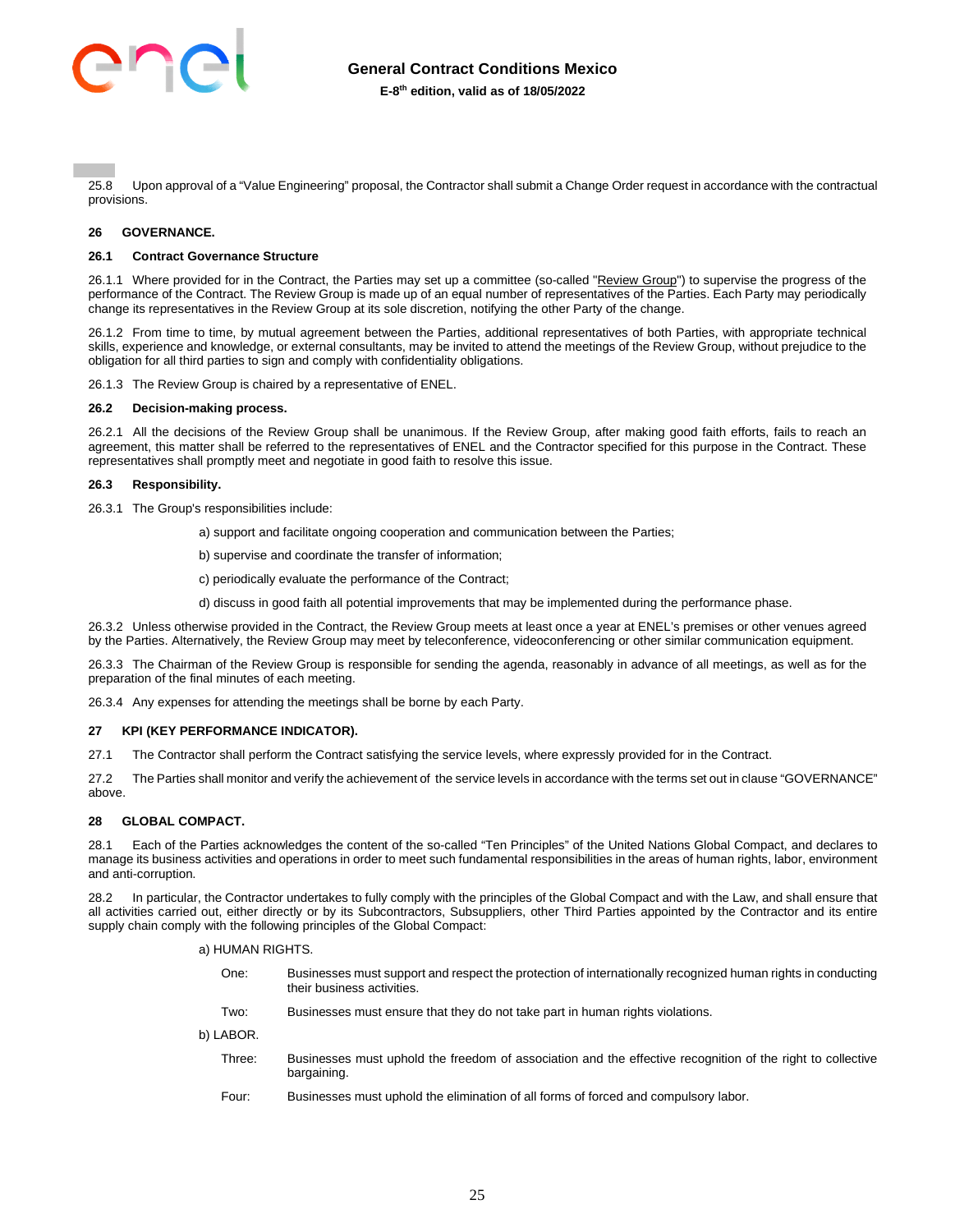25.8 Upon approval of a "Value Engineering" proposal, the Contractor shall submit a Change Order request in accordance with the contractual provisions.

## 26 GOVERNANCE.

### 26.1 Contract Governance Structure

26.1.1 Where provided for in the Contract, the Parties may set up a committee (so-called "Review Group") to supervise the progress of the performance of the Contract. The Review Group is made up of an equal number of representatives of the Parties. Each Party may periodically change its representatives in the Review Group at its sole discretion, notifying the other Party of the change.

26.1.2 From time to time, by mutual agreement between the Parties, additional representatives of both Parties, with appropriate technical skills, experience and knowledge, or external consultants, may be invited to attend the meetings of the Review Group, without prejudice to the obligation for all third parties to sign and comply with confidentiality obligations.

26.1.3 The Review Group is chaired by a representative of ENEL.

### 26.2 Decision-making process.

26.2.1 All the decisions of the Review Group shall be unanimous. If the Review Group, after making good faith efforts, fails to reach an agreement, this matter shall be referred to the representatives of ENEL and the Contractor specified for this purpose in the Contract. These representatives shall promptly meet and negotiate in good faith to resolve this issue.

### 26.3 Responsibility.

26.3.1 The Group's responsibilities include:

a) support and facilitate ongoing cooperation and communication between the Parties;

b) supervise and coordinate the transfer of information;

c) periodically evaluate the performance of the Contract;

d) discuss in good faith all potential improvements that may be implemented during the performance phase.

26.3.2 Unless otherwise provided in the Contract, the Review Group meets at least once a year at ENEL's premises or other venues agreed by the Parties. Alternatively, the Review Group may meet by teleconference, videoconferencing or other similar communication equipment.

26.3.3 The Chairman of the Review Group is responsible for sending the agenda, reasonably in advance of all meetings, as well as for the preparation of the final minutes of each meeting.

26.3.4 Any expenses for attending the meetings shall be borne by each Party.

## 27 KPI (KEY PERFORMANCE INDICATOR).

27.1 The Contractor shall perform the Contract satisfying the service levels, where expressly provided for in the Contract.

27.2 The Parties shall monitor and verify the achievement of the service levels in accordance with the terms set out in clause "GOVERNANCE" above.

## 28 GLOBAL COMPACT.

28.1 Each of the Parties acknowledges the content of the so-called "Ten Principles" of the United Nations Global Compact, and declares to manage its business activities and operations in order to meet such fundamental responsibilities in the areas of human rights, labor, environment and anti-corruption.

28.2 In particular, the Contractor undertakes to fully comply with the principles of the Global Compact and with the Law, and shall ensure that all activities carried out, either directly or by its Subcontractors, Subsuppliers, other Third Parties appointed by the Contractor and its entire supply chain comply with the following principles of the Global Compact:

a) HUMAN RIGHTS.

One: Businesses must support and respect the protection of internationally recognized human rights in conducting their business activities.

Two: Businesses must ensure that they do not take part in human rights violations.

b) LABOR.

Three: Businesses must uphold the freedom of association and the effective recognition of the right to collective bargaining.

Four: Businesses must uphold the elimination of all forms of forced and compulsory labor.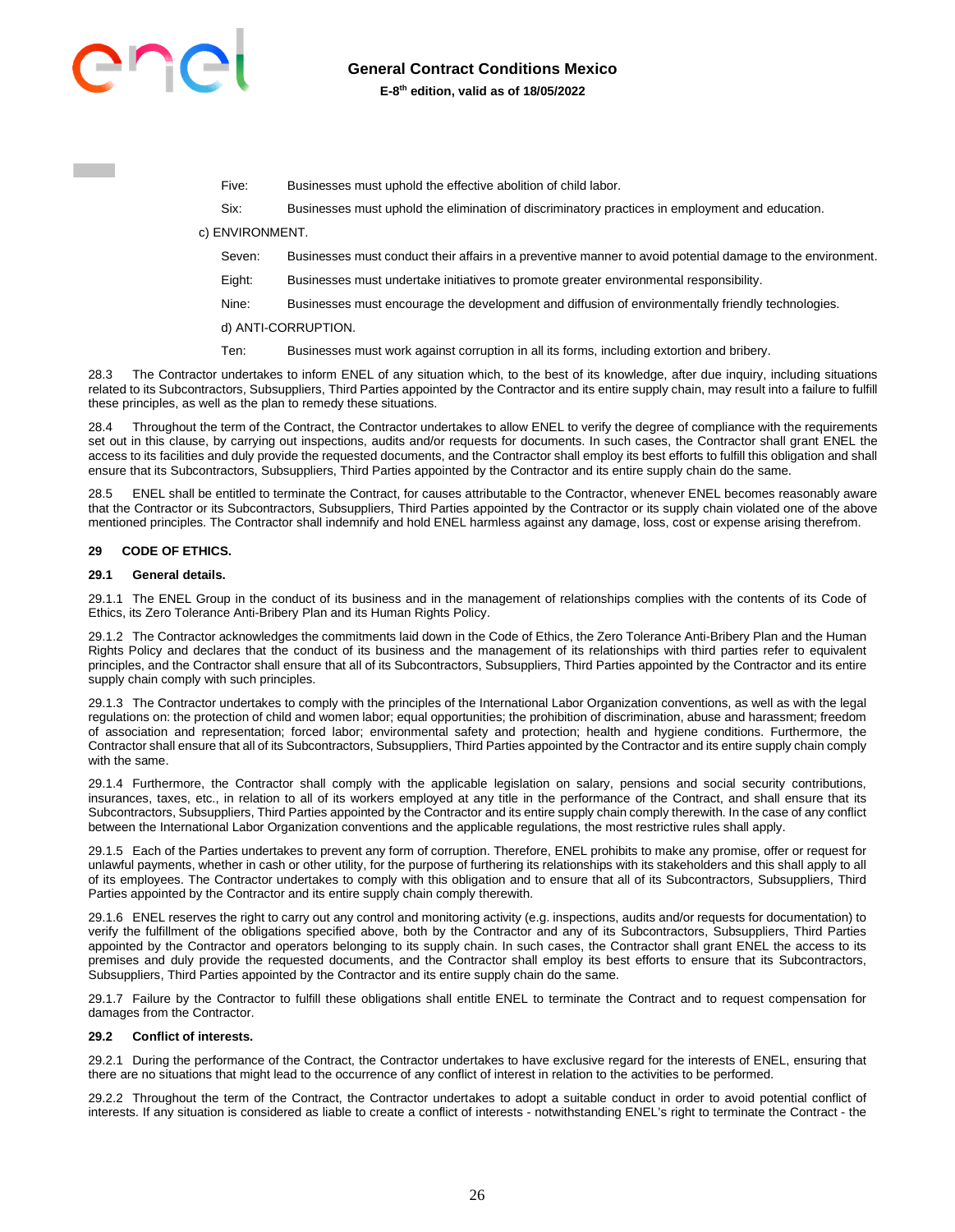Five: Businesses must uphold the effective abolition of child labor.

Six: Businesses must uphold the elimination of discriminatory practices in employment and education.

c) ENVIRONMENT.

Seven: Businesses must conduct their affairs in a preventive manner to avoid potential damage to the environment.

Eight: Businesses must undertake initiatives to promote greater environmental responsibility.

Nine: Businesses must encourage the development and diffusion of environmentally friendly technologies.

d) ANTI-CORRUPTION.

Ten: Businesses must work against corruption in all its forms, including extortion and bribery.

28.3 The Contractor undertakes to inform ENEL of any situation which, to the best of its knowledge, after due inquiry, including situations related to its Subcontractors, Subsuppliers, Third Parties appointed by the Contractor and its entire supply chain, may result into a failure to fulfill these principles, as well as the plan to remedy these situations.

28.4 Throughout the term of the Contract, the Contractor undertakes to allow ENEL to verify the degree of compliance with the requirements set out in this clause, by carrying out inspections, audits and/or requests for documents. In such cases, the Contractor shall grant ENEL the access to its facilities and duly provide the requested documents, and the Contractor shall employ its best efforts to fulfill this obligation and shall ensure that its Subcontractors, Subsuppliers, Third Parties appointed by the Contractor and its entire supply chain do the same.

28.5 ENEL shall be entitled to terminate the Contract, for causes attributable to the Contractor, whenever ENEL becomes reasonably aware that the Contractor or its Subcontractors, Subsuppliers, Third Parties appointed by the Contractor or its supply chain violated one of the above mentioned principles. The Contractor shall indemnify and hold ENEL harmless against any damage, loss, cost or expense arising therefrom.

## 29 CODE OF ETHICS.

### 29.1 General details.

29.1.1 The ENEL Group in the conduct of its business and in the management of relationships complies with the contents of its Code of Ethics, its Zero Tolerance Anti-Bribery Plan and its Human Rights Policy.

29.1.2 The Contractor acknowledges the commitments laid down in the Code of Ethics, the Zero Tolerance Anti-Bribery Plan and the Human Rights Policy and declares that the conduct of its business and the management of its relationships with third parties refer to equivalent principles, and the Contractor shall ensure that all of its Subcontractors, Subsuppliers, Third Parties appointed by the Contractor and its entire supply chain comply with such principles.

29.1.3 The Contractor undertakes to comply with the principles of the International Labor Organization conventions, as well as with the legal regulations on: the protection of child and women labor; equal opportunities; the prohibition of discrimination, abuse and harassment; freedom of association and representation; forced labor; environmental safety and protection; health and hygiene conditions. Furthermore, the Contractor shall ensure that all of its Subcontractors, Subsuppliers, Third Parties appointed by the Contractor and its entire supply chain comply with the same.

29.1.4 Furthermore, the Contractor shall comply with the applicable legislation on salary, pensions and social security contributions, insurances, taxes, etc., in relation to all of its workers employed at any title in the performance of the Contract, and shall ensure that its Subcontractors, Subsuppliers, Third Parties appointed by the Contractor and its entire supply chain comply therewith. In the case of any conflict between the International Labor Organization conventions and the applicable regulations, the most restrictive rules shall apply.

29.1.5 Each of the Parties undertakes to prevent any form of corruption. Therefore, ENEL prohibits to make any promise, offer or request for unlawful payments, whether in cash or other utility, for the purpose of furthering its relationships with its stakeholders and this shall apply to all of its employees. The Contractor undertakes to comply with this obligation and to ensure that all of its Subcontractors, Subsuppliers, Third Parties appointed by the Contractor and its entire supply chain comply therewith.

29.1.6 ENEL reserves the right to carry out any control and monitoring activity (e.g. inspections, audits and/or requests for documentation) to verify the fulfillment of the obligations specified above, both by the Contractor and any of its Subcontractors, Subsuppliers, Third Parties appointed by the Contractor and operators belonging to its supply chain. In such cases, the Contractor shall grant ENEL the access to its premises and duly provide the requested documents, and the Contractor shall employ its best efforts to ensure that its Subcontractors, Subsuppliers, Third Parties appointed by the Contractor and its entire supply chain do the same.

29.1.7 Failure by the Contractor to fulfill these obligations shall entitle ENEL to terminate the Contract and to request compensation for damages from the Contractor.

### 29.2 Conflict of interests.

29.2.1 During the performance of the Contract, the Contractor undertakes to have exclusive regard for the interests of ENEL, ensuring that there are no situations that might lead to the occurrence of any conflict of interest in relation to the activities to be performed.

29.2.2 Throughout the term of the Contract, the Contractor undertakes to adopt a suitable conduct in order to avoid potential conflict of interests. If any situation is considered as liable to create a conflict of interests - notwithstanding ENEL's right to terminate the Contract - the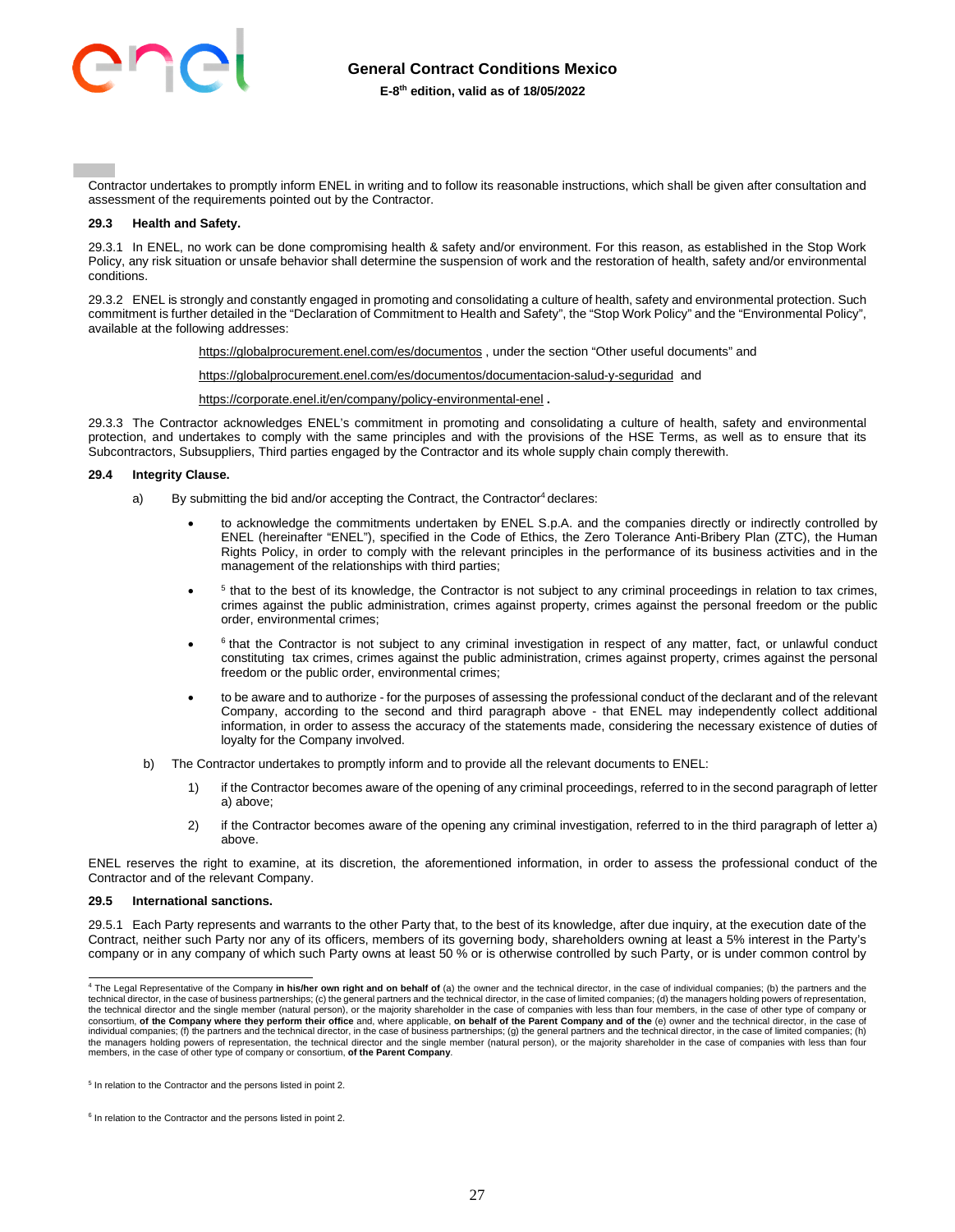Contractor undertakes to promptly inform ENEL in writing and to follow its reasonable instructions, which shall be given after consultation and assessment of the requirements pointed out by the Contractor.

**29.3 Health and Safety.**

29.3.1 In ENEL, no work can be done compromising health & safety and/or environment. For this reason, as established in the Stop Work Policy, any risk situation or unsafe behavior shall determine the suspension of work and the restoration of health, safety and/or environmental conditions.

29.3.2 ENEL is strongly and constantly engaged in promoting and consolidating a culture of health, safety and environmental protection. Such commitment is further detailed in the "Declaration of Commitment to Health and Safety", the "Stop Work Policy" and the "Environmental Policy", available at the following addresses:

https://globalprocurement.enel.com/es/documentos , under the section "Other useful documents" and

https://globalprocurement.enel.com/es/documentos/documentacion-salud-y-seguridad and

https://corporate.enel.it/en/company/policy-environmental-enel .

29.3.3 The Contractor acknowledges ENEL's commitment in promoting and consolidating a culture of health, safety and environmental protection, and undertakes to comply with the same principles and with the provisions of the HSE Terms, as well as to ensure that its Subcontractors, Subsuppliers, Third parties engaged by the Contractor and its whole supply chain comply therewith.

**29.4 Integrity Clause.**

a) By submitting the bid and/or accepting the Contract, the Contractor[4] declares:

- to acknowledge the commitments undertaken by ENEL S.p.A. and the companies directly or indirectly controlled by ENEL (hereinafter "ENEL"), specified in the Code of Ethics, the Zero Tolerance Anti-Bribery Plan (ZTC), the Human Rights Policy, in order to comply with the relevant principles in the performance of its business activities and in the management of the relationships with third parties;
- [5] that to the best of its knowledge, the Contractor is not subject to any criminal proceedings in relation to tax crimes, crimes against the public administration, crimes against property, crimes against the personal freedom or the public order, environmental crimes;
- [6] that the Contractor is not subject to any criminal investigation in respect of any matter, fact, or unlawful conduct constituting tax crimes, crimes against the public administration, crimes against property, crimes against the personal freedom or the public order, environmental crimes;
- to be aware and to authorize - for the purposes of assessing the professional conduct of the declarant and of the relevant Company, according to the second and third paragraph above - that ENEL may independently collect additional information, in order to assess the accuracy of the statements made, considering the necessary existence of duties of loyalty for the Company involved.

b) The Contractor undertakes to promptly inform and to provide all the relevant documents to ENEL:

1) if the Contractor becomes aware of the opening of any criminal proceedings, referred to in the second paragraph of letter a) above;

2) if the Contractor becomes aware of the opening any criminal investigation, referred to in the third paragraph of letter a) above.

ENEL reserves the right to examine, at its discretion, the aforementioned information, in order to assess the professional conduct of the Contractor and of the relevant Company.

**29.5 International sanctions.**

29.5.1 Each Party represents and warrants to the other Party that, to the best of its knowledge, after due inquiry, at the execution date of the Contract, neither such Party nor any of its officers, members of its governing body, shareholders owning at least a 5% interest in the Party's company or in any company of which such Party owns at least 50 % or is otherwise controlled by such Party, or is under common control by

---

[4] The Legal Representative of the Company **in his/her own right and on behalf of** (a) the owner and the technical director, in the case of individual companies; (b) the partners and the technical director, in the case of business partnerships; (c) the general partners and the technical director, in the case of limited companies; (d) the managers holding powers of representation, the technical director and the single member (natural person), or the majority shareholder in the case of companies with less than four members, in the case of other type of company or consortium, **of the Company where they perform their office** and, where applicable, **on behalf of the Parent Company and of the** (e) owner and the technical director, in the case of individual companies; (f) the partners and the technical director, in the case of business partnerships; (g) the general partners and the technical director, in the case of limited companies; (h) the managers holding powers of representation, the technical director and the single member (natural person), or the majority shareholder in the case of companies with less than four members, in the case of other type of company or consortium, **of the Parent Company**.

[5] In relation to the Contractor and the persons listed in point 2.

[6] In relation to the Contractor and the persons listed in point 2.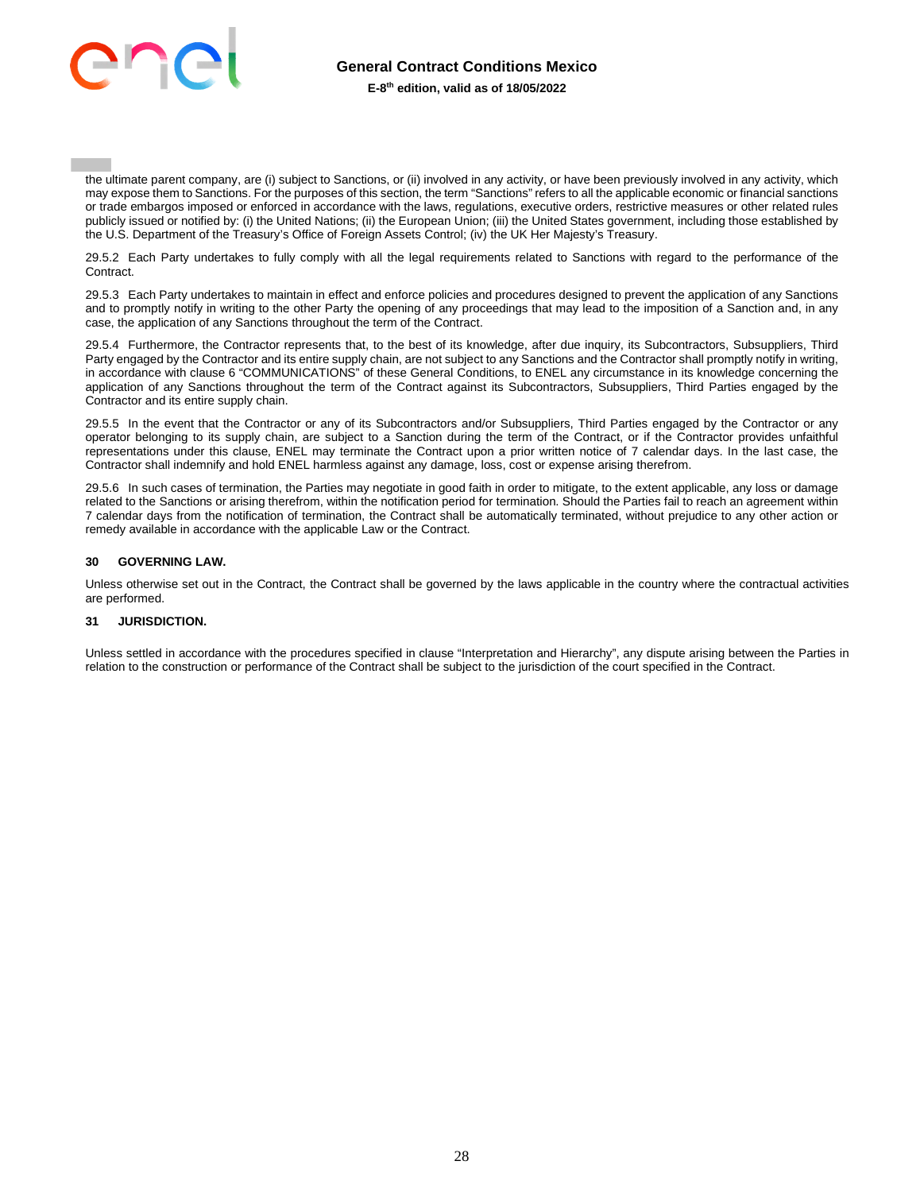the ultimate parent company, are (i) subject to Sanctions, or (ii) involved in any activity, or have been previously involved in any activity, which may expose them to Sanctions. For the purposes of this section, the term “Sanctions” refers to all the applicable economic or financial sanctions or trade embargos imposed or enforced in accordance with the laws, regulations, executive orders, restrictive measures or other related rules publicly issued or notified by: (i) the United Nations; (ii) the European Union; (iii) the United States government, including those established by the U.S. Department of the Treasury’s Office of Foreign Assets Control; (iv) the UK Her Majesty’s Treasury.

29.5.2 Each Party undertakes to fully comply with all the legal requirements related to Sanctions with regard to the performance of the Contract.

29.5.3 Each Party undertakes to maintain in effect and enforce policies and procedures designed to prevent the application of any Sanctions and to promptly notify in writing to the other Party the opening of any proceedings that may lead to the imposition of a Sanction and, in any case, the application of any Sanctions throughout the term of the Contract.

29.5.4 Furthermore, the Contractor represents that, to the best of its knowledge, after due inquiry, its Subcontractors, Subsuppliers, Third Party engaged by the Contractor and its entire supply chain, are not subject to any Sanctions and the Contractor shall promptly notify in writing, in accordance with clause 6 “COMMUNICATIONS” of these General Conditions, to ENEL any circumstance in its knowledge concerning the application of any Sanctions throughout the term of the Contract against its Subcontractors, Subsuppliers, Third Parties engaged by the Contractor and its entire supply chain.

29.5.5 In the event that the Contractor or any of its Subcontractors and/or Subsuppliers, Third Parties engaged by the Contractor or any operator belonging to its supply chain, are subject to a Sanction during the term of the Contract, or if the Contractor provides unfaithful representations under this clause, ENEL may terminate the Contract upon a prior written notice of 7 calendar days. In the last case, the Contractor shall indemnify and hold ENEL harmless against any damage, loss, cost or expense arising therefrom.

29.5.6 In such cases of termination, the Parties may negotiate in good faith in order to mitigate, to the extent applicable, any loss or damage related to the Sanctions or arising therefrom, within the notification period for termination. Should the Parties fail to reach an agreement within 7 calendar days from the notification of termination, the Contract shall be automatically terminated, without prejudice to any other action or remedy available in accordance with the applicable Law or the Contract.

## 30 GOVERNING LAW.

Unless otherwise set out in the Contract, the Contract shall be governed by the laws applicable in the country where the contractual activities are performed.

## 31 JURISDICTION.

Unless settled in accordance with the procedures specified in clause “Interpretation and Hierarchy”, any dispute arising between the Parties in relation to the construction or performance of the Contract shall be subject to the jurisdiction of the court specified in the Contract.